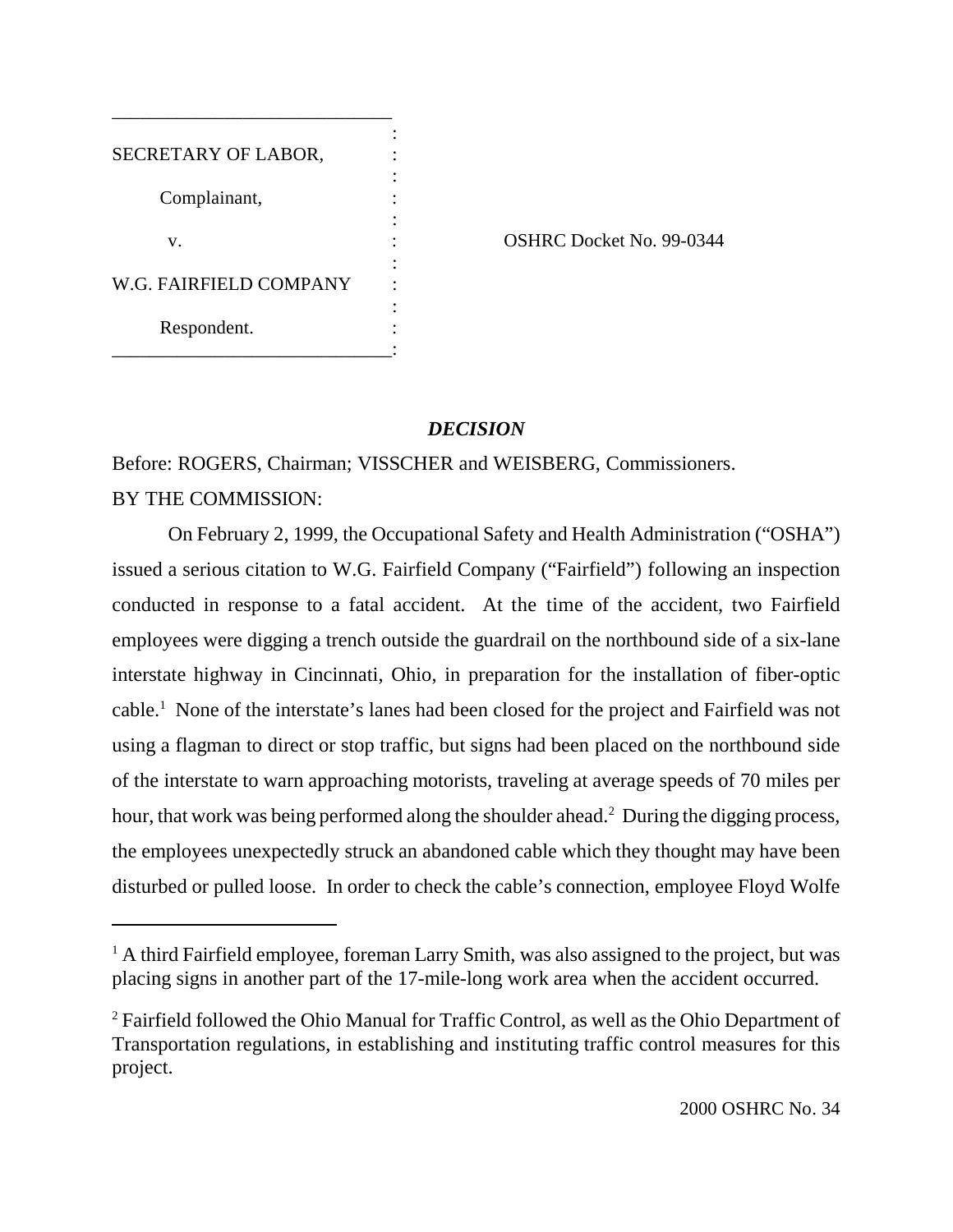SECRETARY OF LABOR,

Complainant,

v.

W.G. FAIRFIELD COMPANY

Respondent.

OSHRC Docket No. 99-0344

## *DECISION*

Before: ROGERS, Chairman; VISSCHER and WEISBERG, Commissioners.

BY THE COMMISSION:

On February 2, 1999, the Occupational Safety and Health Administration ("OSHA") issued a serious citation to W.G. Fairfield Company ("Fairfield") following an inspection conducted in response to a fatal accident. At the time of the accident, two Fairfield employees were digging a trench outside the guardrail on the northbound side of a six-lane interstate highway in Cincinnati, Ohio, in preparation for the installation of fiber-optic cable.[1] None of the interstate's lanes had been closed for the project and Fairfield was not using a flagman to direct or stop traffic, but signs had been placed on the northbound side of the interstate to warn approaching motorists, traveling at average speeds of 70 miles per hour, that work was being performed along the shoulder ahead.[2] During the digging process, the employees unexpectedly struck an abandoned cable which they thought may have been disturbed or pulled loose. In order to check the cable's connection, employee Floyd Wolfe

[1] A third Fairfield employee, foreman Larry Smith, was also assigned to the project, but was placing signs in another part of the 17-mile-long work area when the accident occurred.

[2] Fairfield followed the Ohio Manual for Traffic Control, as well as the Ohio Department of Transportation regulations, in establishing and instituting traffic control measures for this project.

2000 OSHRC No. 34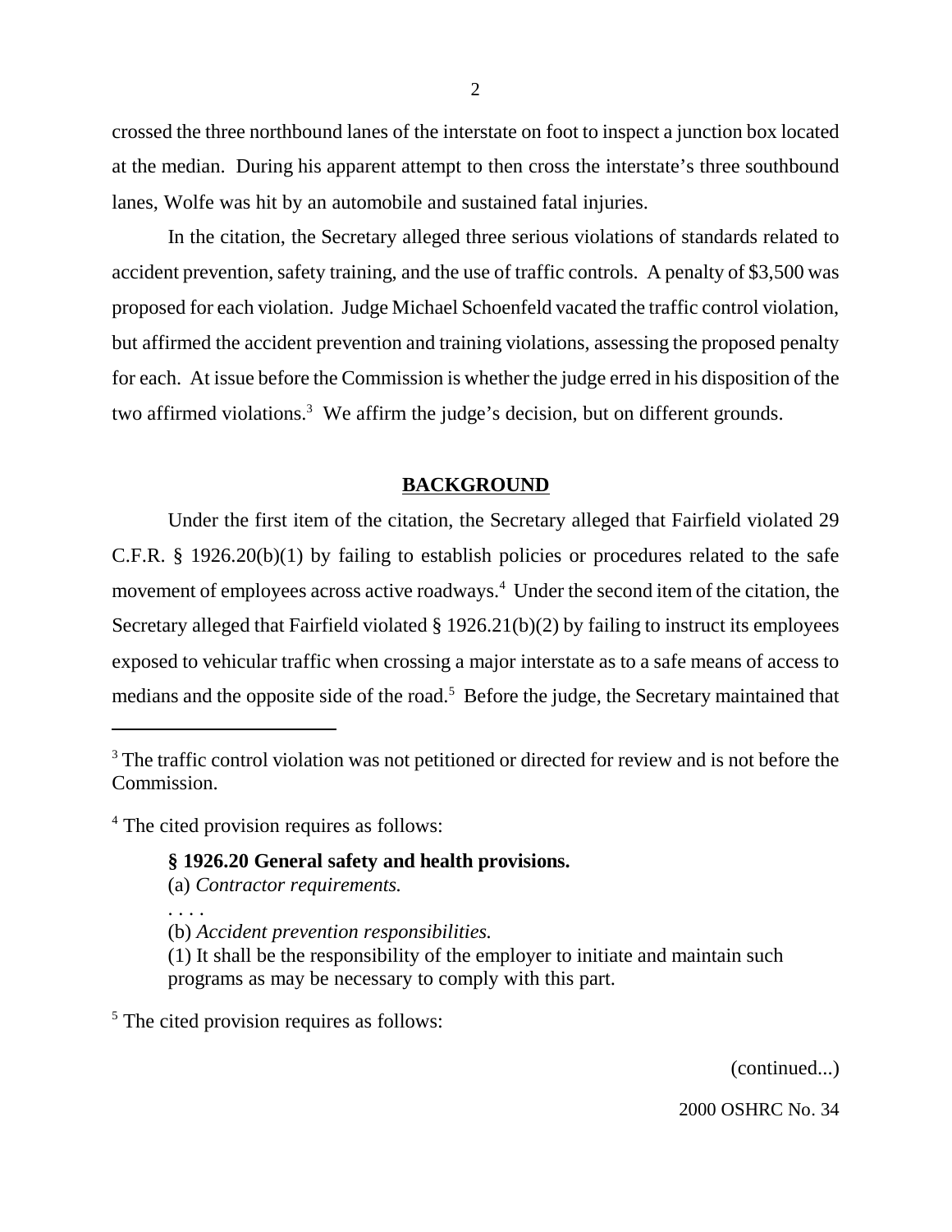crossed the three northbound lanes of the interstate on foot to inspect a junction box located at the median. During his apparent attempt to then cross the interstate's three southbound lanes, Wolfe was hit by an automobile and sustained fatal injuries.

In the citation, the Secretary alleged three serious violations of standards related to accident prevention, safety training, and the use of traffic controls. A penalty of $3,500 was proposed for each violation. Judge Michael Schoenfeld vacated the traffic control violation, but affirmed the accident prevention and training violations, assessing the proposed penalty for each. At issue before the Commission is whether the judge erred in his disposition of the two affirmed violations.[3] We affirm the judge's decision, but on different grounds.

## BACKGROUND

Under the first item of the citation, the Secretary alleged that Fairfield violated 29 C.F.R. § 1926.20(b)(1) by failing to establish policies or procedures related to the safe movement of employees across active roadways.[4] Under the second item of the citation, the Secretary alleged that Fairfield violated § 1926.21(b)(2) by failing to instruct its employees exposed to vehicular traffic when crossing a major interstate as to a safe means of access to medians and the opposite side of the road.[5] Before the judge, the Secretary maintained that

---

[3] The traffic control violation was not petitioned or directed for review and is not before the Commission.

[4] The cited provision requires as follows:

> **§ 1926.20 General safety and health provisions.**
> (a) *Contractor requirements.*
> . . . .
> (b) *Accident prevention responsibilities.*
> (1) It shall be the responsibility of the employer to initiate and maintain such programs as may be necessary to comply with this part.

[5] The cited provision requires as follows:

(continued...)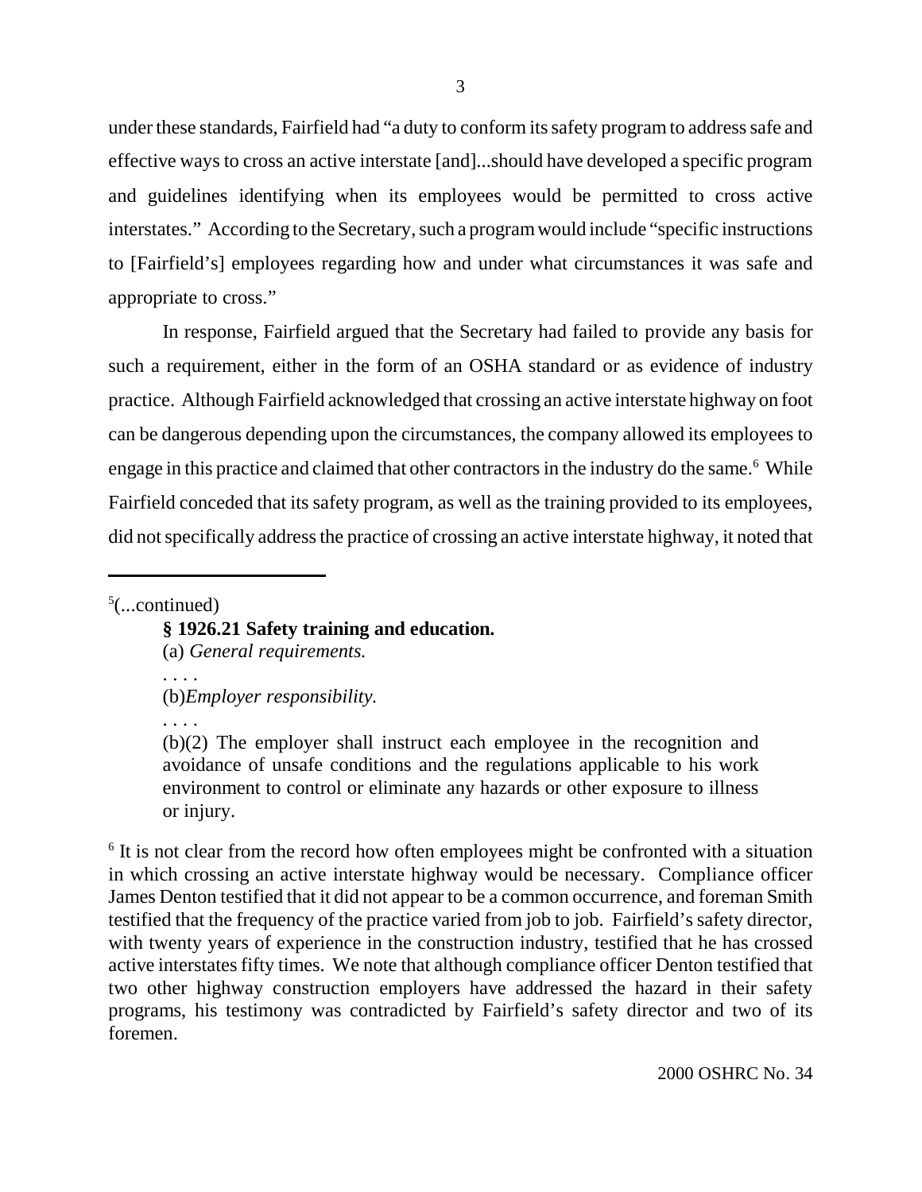under these standards, Fairfield had "a duty to conform its safety program to address safe and effective ways to cross an active interstate [and]...should have developed a specific program and guidelines identifying when its employees would be permitted to cross active interstates." According to the Secretary, such a program would include "specific instructions to [Fairfield's] employees regarding how and under what circumstances it was safe and appropriate to cross."

In response, Fairfield argued that the Secretary had failed to provide any basis for such a requirement, either in the form of an OSHA standard or as evidence of industry practice. Although Fairfield acknowledged that crossing an active interstate highway on foot can be dangerous depending upon the circumstances, the company allowed its employees to engage in this practice and claimed that other contractors in the industry do the same.[6] While Fairfield conceded that its safety program, as well as the training provided to its employees, did not specifically address the practice of crossing an active interstate highway, it noted that

---

[5](...continued)

> **§ 1926.21 Safety training and education.**
>
> (a) *General requirements.*
>
> . . . .
>
> (b)*Employer responsibility.*
>
> . . . .
>
> (b)(2) The employer shall instruct each employee in the recognition and avoidance of unsafe conditions and the regulations applicable to his work environment to control or eliminate any hazards or other exposure to illness or injury.

[6] It is not clear from the record how often employees might be confronted with a situation in which crossing an active interstate highway would be necessary. Compliance officer James Denton testified that it did not appear to be a common occurrence, and foreman Smith testified that the frequency of the practice varied from job to job. Fairfield's safety director, with twenty years of experience in the construction industry, testified that he has crossed active interstates fifty times. We note that although compliance officer Denton testified that two other highway construction employers have addressed the hazard in their safety programs, his testimony was contradicted by Fairfield's safety director and two of its foremen.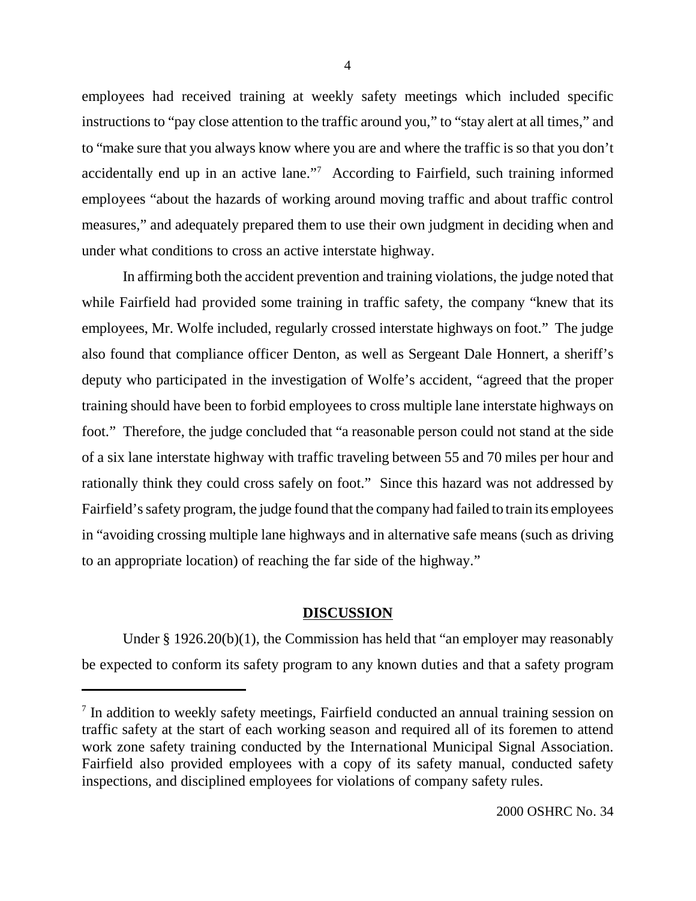employees had received training at weekly safety meetings which included specific instructions to "pay close attention to the traffic around you," to "stay alert at all times," and to "make sure that you always know where you are and where the traffic is so that you don't accidentally end up in an active lane."[7] According to Fairfield, such training informed employees "about the hazards of working around moving traffic and about traffic control measures," and adequately prepared them to use their own judgment in deciding when and under what conditions to cross an active interstate highway.

In affirming both the accident prevention and training violations, the judge noted that while Fairfield had provided some training in traffic safety, the company "knew that its employees, Mr. Wolfe included, regularly crossed interstate highways on foot." The judge also found that compliance officer Denton, as well as Sergeant Dale Honnert, a sheriff's deputy who participated in the investigation of Wolfe's accident, "agreed that the proper training should have been to forbid employees to cross multiple lane interstate highways on foot." Therefore, the judge concluded that "a reasonable person could not stand at the side of a six lane interstate highway with traffic traveling between 55 and 70 miles per hour and rationally think they could cross safely on foot." Since this hazard was not addressed by Fairfield's safety program, the judge found that the company had failed to train its employees in "avoiding crossing multiple lane highways and in alternative safe means (such as driving to an appropriate location) of reaching the far side of the highway."

## DISCUSSION

Under § 1926.20(b)(1), the Commission has held that "an employer may reasonably be expected to conform its safety program to any known duties and that a safety program

[7] In addition to weekly safety meetings, Fairfield conducted an annual training session on traffic safety at the start of each working season and required all of its foremen to attend work zone safety training conducted by the International Municipal Signal Association. Fairfield also provided employees with a copy of its safety manual, conducted safety inspections, and disciplined employees for violations of company safety rules.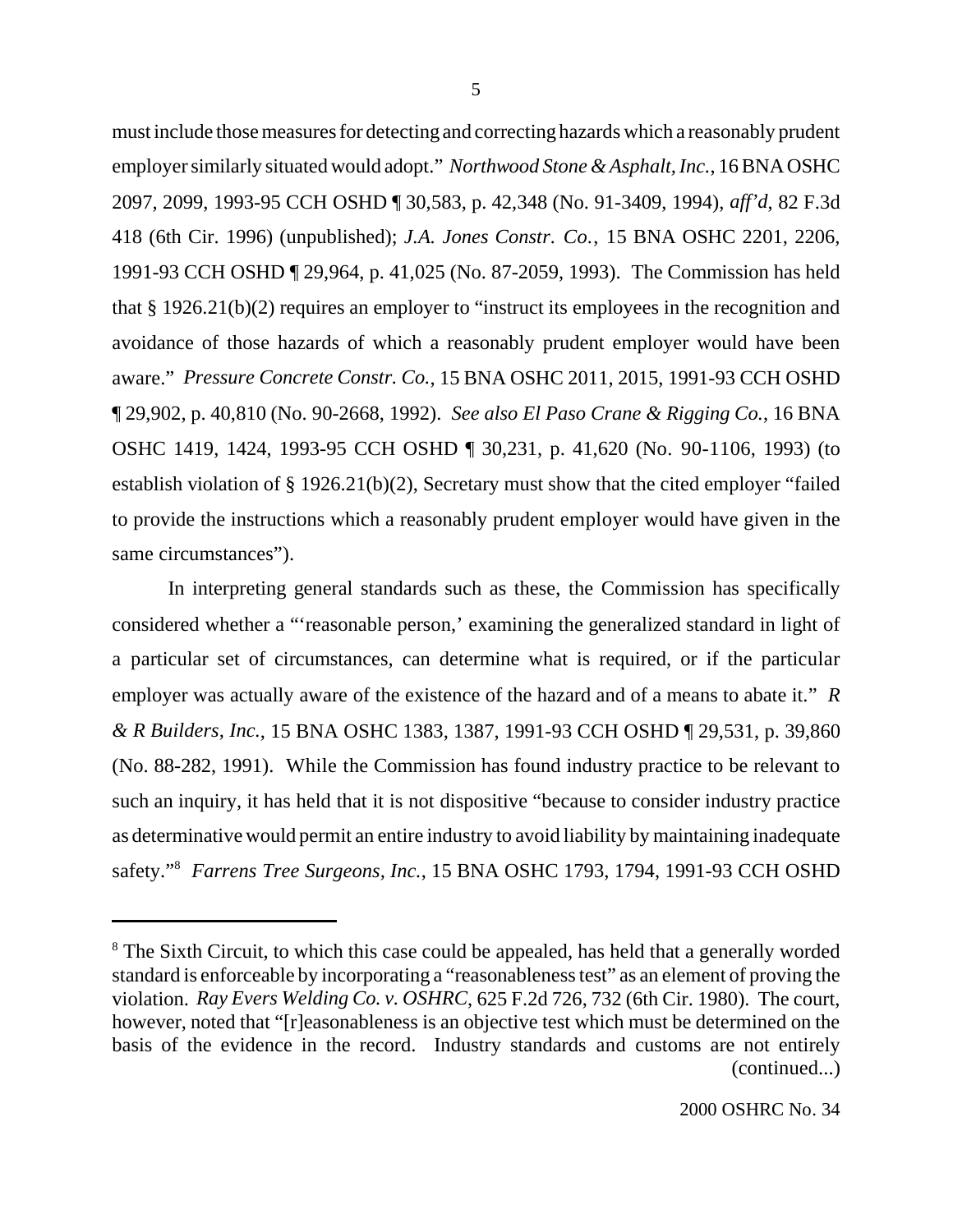must include those measures for detecting and correcting hazards which a reasonably prudent employer similarly situated would adopt." *Northwood Stone & Asphalt, Inc.*, 16 BNA OSHC 2097, 2099, 1993-95 CCH OSHD ¶ 30,583, p. 42,348 (No. 91-3409, 1994), *aff'd*, 82 F.3d 418 (6th Cir. 1996) (unpublished); *J.A. Jones Constr. Co.*, 15 BNA OSHC 2201, 2206, 1991-93 CCH OSHD ¶ 29,964, p. 41,025 (No. 87-2059, 1993). The Commission has held that § 1926.21(b)(2) requires an employer to "instruct its employees in the recognition and avoidance of those hazards of which a reasonably prudent employer would have been aware." *Pressure Concrete Constr. Co.*, 15 BNA OSHC 2011, 2015, 1991-93 CCH OSHD ¶ 29,902, p. 40,810 (No. 90-2668, 1992). *See also El Paso Crane & Rigging Co.*, 16 BNA OSHC 1419, 1424, 1993-95 CCH OSHD ¶ 30,231, p. 41,620 (No. 90-1106, 1993) (to establish violation of § 1926.21(b)(2), Secretary must show that the cited employer "failed to provide the instructions which a reasonably prudent employer would have given in the same circumstances").

In interpreting general standards such as these, the Commission has specifically considered whether a "'reasonable person,' examining the generalized standard in light of a particular set of circumstances, can determine what is required, or if the particular employer was actually aware of the existence of the hazard and of a means to abate it." *R & R Builders, Inc.*, 15 BNA OSHC 1383, 1387, 1991-93 CCH OSHD ¶ 29,531, p. 39,860 (No. 88-282, 1991). While the Commission has found industry practice to be relevant to such an inquiry, it has held that it is not dispositive "because to consider industry practice as determinative would permit an entire industry to avoid liability by maintaining inadequate safety."[8] *Farrens Tree Surgeons, Inc.*, 15 BNA OSHC 1793, 1794, 1991-93 CCH OSHD

---

[8] The Sixth Circuit, to which this case could be appealed, has held that a generally worded standard is enforceable by incorporating a "reasonableness test" as an element of proving the violation. *Ray Evers Welding Co. v. OSHRC*, 625 F.2d 726, 732 (6th Cir. 1980). The court, however, noted that "[r]easonableness is an objective test which must be determined on the basis of the evidence in the record. Industry standards and customs are not entirely (continued...)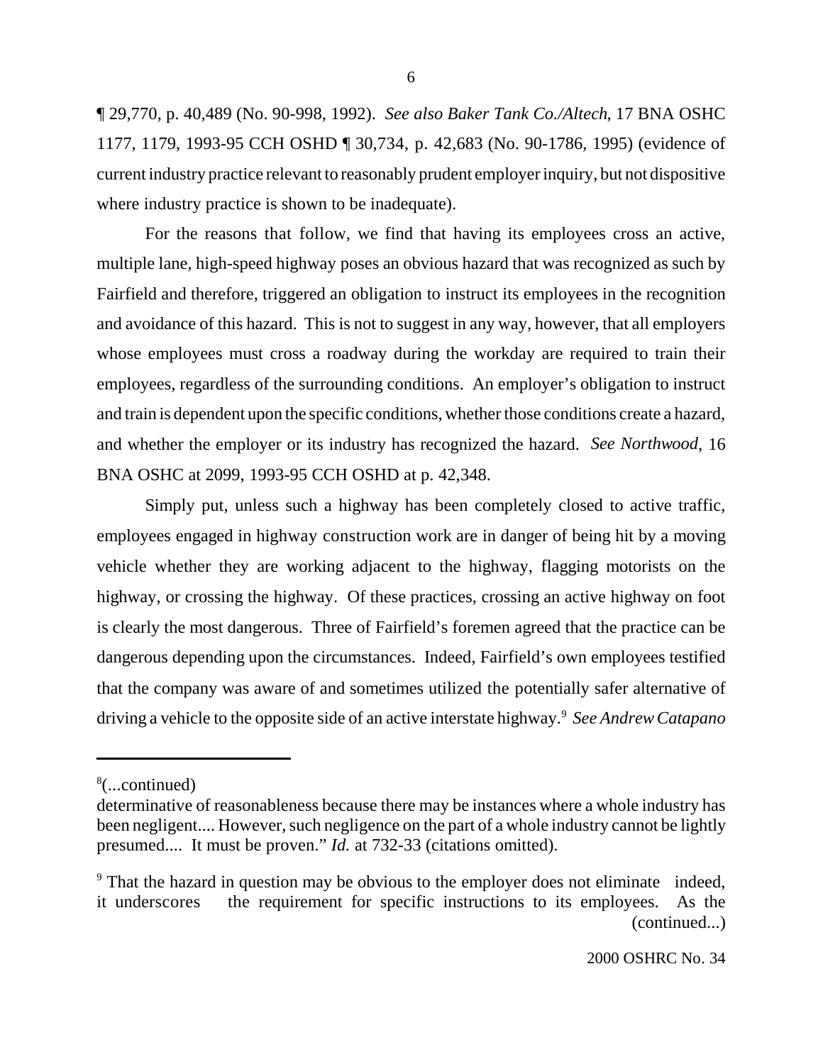¶ 29,770, p. 40,489 (No. 90-998, 1992). *See also Baker Tank Co./Altech*, 17 BNA OSHC 1177, 1179, 1993-95 CCH OSHD ¶ 30,734, p. 42,683 (No. 90-1786, 1995) (evidence of current industry practice relevant to reasonably prudent employer inquiry, but not dispositive where industry practice is shown to be inadequate).

For the reasons that follow, we find that having its employees cross an active, multiple lane, high-speed highway poses an obvious hazard that was recognized as such by Fairfield and therefore, triggered an obligation to instruct its employees in the recognition and avoidance of this hazard. This is not to suggest in any way, however, that all employers whose employees must cross a roadway during the workday are required to train their employees, regardless of the surrounding conditions. An employer's obligation to instruct and train is dependent upon the specific conditions, whether those conditions create a hazard, and whether the employer or its industry has recognized the hazard. *See Northwood*, 16 BNA OSHC at 2099, 1993-95 CCH OSHD at p. 42,348.

Simply put, unless such a highway has been completely closed to active traffic, employees engaged in highway construction work are in danger of being hit by a moving vehicle whether they are working adjacent to the highway, flagging motorists on the highway, or crossing the highway. Of these practices, crossing an active highway on foot is clearly the most dangerous. Three of Fairfield's foremen agreed that the practice can be dangerous depending upon the circumstances. Indeed, Fairfield's own employees testified that the company was aware of and sometimes utilized the potentially safer alternative of driving a vehicle to the opposite side of an active interstate highway.[9] *See Andrew Catapano*

---

[8](...continued)
determinative of reasonableness because there may be instances where a whole industry has been negligent.... However, such negligence on the part of a whole industry cannot be lightly presumed.... It must be proven." *Id.* at 732-33 (citations omitted).

[9] That the hazard in question may be obvious to the employer does not eliminate indeed, it underscores the requirement for specific instructions to its employees. As the (continued...)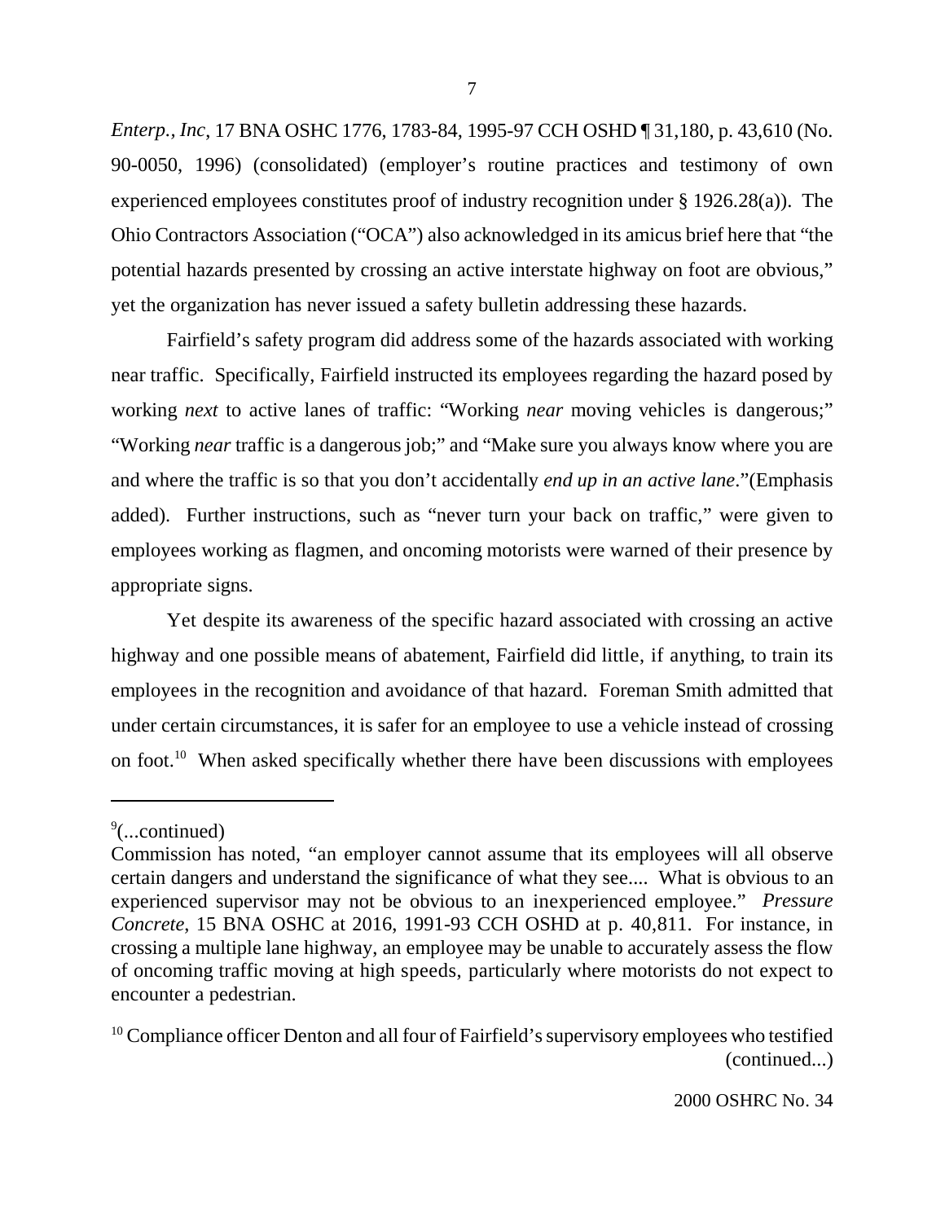*Enterp., Inc*, 17 BNA OSHC 1776, 1783-84, 1995-97 CCH OSHD ¶ 31,180, p. 43,610 (No. 90-0050, 1996) (consolidated) (employer's routine practices and testimony of own experienced employees constitutes proof of industry recognition under § 1926.28(a)). The Ohio Contractors Association ("OCA") also acknowledged in its amicus brief here that "the potential hazards presented by crossing an active interstate highway on foot are obvious," yet the organization has never issued a safety bulletin addressing these hazards.

Fairfield's safety program did address some of the hazards associated with working near traffic. Specifically, Fairfield instructed its employees regarding the hazard posed by working *next* to active lanes of traffic: "Working *near* moving vehicles is dangerous;" "Working *near* traffic is a dangerous job;" and "Make sure you always know where you are and where the traffic is so that you don't accidentally *end up in an active lane*."(Emphasis added). Further instructions, such as "never turn your back on traffic," were given to employees working as flagmen, and oncoming motorists were warned of their presence by appropriate signs.

Yet despite its awareness of the specific hazard associated with crossing an active highway and one possible means of abatement, Fairfield did little, if anything, to train its employees in the recognition and avoidance of that hazard. Foreman Smith admitted that under certain circumstances, it is safer for an employee to use a vehicle instead of crossing on foot.[10] When asked specifically whether there have been discussions with employees

---

[9](...continued)
Commission has noted, "an employer cannot assume that its employees will all observe certain dangers and understand the significance of what they see.... What is obvious to an experienced supervisor may not be obvious to an inexperienced employee." *Pressure Concrete*, 15 BNA OSHC at 2016, 1991-93 CCH OSHD at p. 40,811. For instance, in crossing a multiple lane highway, an employee may be unable to accurately assess the flow of oncoming traffic moving at high speeds, particularly where motorists do not expect to encounter a pedestrian.

[10] Compliance officer Denton and all four of Fairfield's supervisory employees who testified (continued...)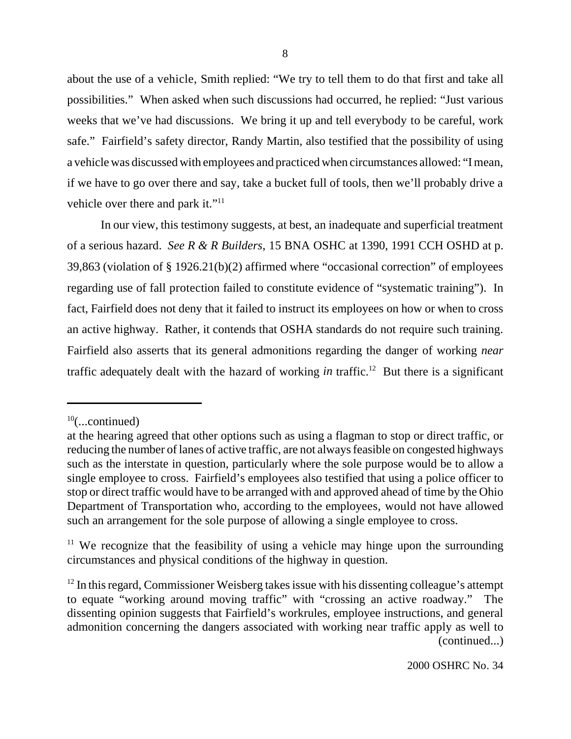about the use of a vehicle, Smith replied: "We try to tell them to do that first and take all possibilities." When asked when such discussions had occurred, he replied: "Just various weeks that we've had discussions. We bring it up and tell everybody to be careful, work safe." Fairfield's safety director, Randy Martin, also testified that the possibility of using a vehicle was discussed with employees and practiced when circumstances allowed: "I mean, if we have to go over there and say, take a bucket full of tools, then we'll probably drive a vehicle over there and park it."[11]

In our view, this testimony suggests, at best, an inadequate and superficial treatment of a serious hazard. *See R & R Builders*, 15 BNA OSHC at 1390, 1991 CCH OSHD at p. 39,863 (violation of § 1926.21(b)(2) affirmed where "occasional correction" of employees regarding use of fall protection failed to constitute evidence of "systematic training"). In fact, Fairfield does not deny that it failed to instruct its employees on how or when to cross an active highway. Rather, it contends that OSHA standards do not require such training. Fairfield also asserts that its general admonitions regarding the danger of working *near* traffic adequately dealt with the hazard of working *in* traffic.[12] But there is a significant

---

[10](...continued)
at the hearing agreed that other options such as using a flagman to stop or direct traffic, or reducing the number of lanes of active traffic, are not always feasible on congested highways such as the interstate in question, particularly where the sole purpose would be to allow a single employee to cross. Fairfield's employees also testified that using a police officer to stop or direct traffic would have to be arranged with and approved ahead of time by the Ohio Department of Transportation who, according to the employees, would not have allowed such an arrangement for the sole purpose of allowing a single employee to cross.

[11] We recognize that the feasibility of using a vehicle may hinge upon the surrounding circumstances and physical conditions of the highway in question.

[12] In this regard, Commissioner Weisberg takes issue with his dissenting colleague's attempt to equate "working around moving traffic" with "crossing an active roadway." The dissenting opinion suggests that Fairfield's workrules, employee instructions, and general admonition concerning the dangers associated with working near traffic apply as well to (continued...)

2000 OSHRC No. 34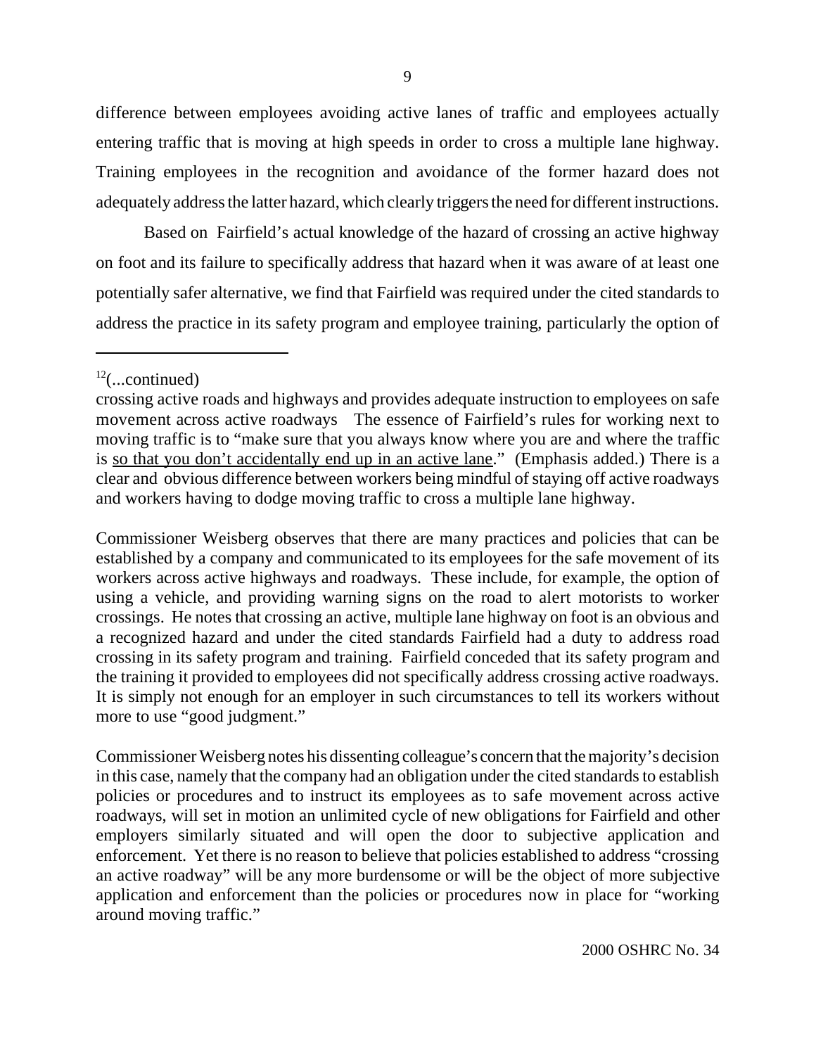difference between employees avoiding active lanes of traffic and employees actually entering traffic that is moving at high speeds in order to cross a multiple lane highway. Training employees in the recognition and avoidance of the former hazard does not adequately address the latter hazard, which clearly triggers the need for different instructions.

Based on Fairfield's actual knowledge of the hazard of crossing an active highway on foot and its failure to specifically address that hazard when it was aware of at least one potentially safer alternative, we find that Fairfield was required under the cited standards to address the practice in its safety program and employee training, particularly the option of

---

[12](...continued)

crossing active roads and highways and provides adequate instruction to employees on safe movement across active roadways The essence of Fairfield's rules for working next to moving traffic is to "make sure that you always know where you are and where the traffic is so that you don't accidentally end up in an active lane." (Emphasis added.) There is a clear and obvious difference between workers being mindful of staying off active roadways and workers having to dodge moving traffic to cross a multiple lane highway.

Commissioner Weisberg observes that there are many practices and policies that can be established by a company and communicated to its employees for the safe movement of its workers across active highways and roadways. These include, for example, the option of using a vehicle, and providing warning signs on the road to alert motorists to worker crossings. He notes that crossing an active, multiple lane highway on foot is an obvious and a recognized hazard and under the cited standards Fairfield had a duty to address road crossing in its safety program and training. Fairfield conceded that its safety program and the training it provided to employees did not specifically address crossing active roadways. It is simply not enough for an employer in such circumstances to tell its workers without more to use "good judgment."

Commissioner Weisberg notes his dissenting colleague's concern that the majority's decision in this case, namely that the company had an obligation under the cited standards to establish policies or procedures and to instruct its employees as to safe movement across active roadways, will set in motion an unlimited cycle of new obligations for Fairfield and other employers similarly situated and will open the door to subjective application and enforcement. Yet there is no reason to believe that policies established to address "crossing an active roadway" will be any more burdensome or will be the object of more subjective application and enforcement than the policies or procedures now in place for "working around moving traffic."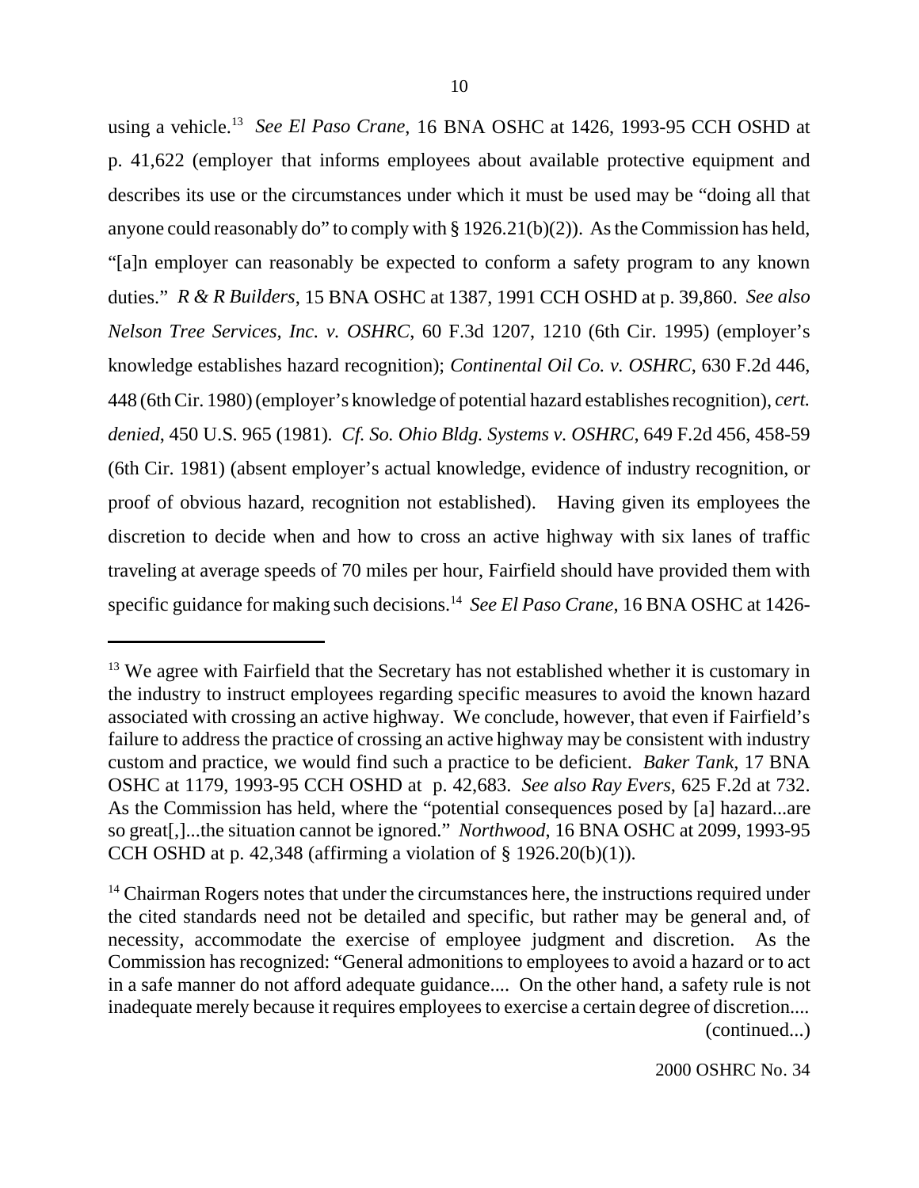using a vehicle.[13] *See El Paso Crane*, 16 BNA OSHC at 1426, 1993-95 CCH OSHD at p. 41,622 (employer that informs employees about available protective equipment and describes its use or the circumstances under which it must be used may be "doing all that anyone could reasonably do" to comply with § 1926.21(b)(2)). As the Commission has held, "[a]n employer can reasonably be expected to conform a safety program to any known duties." *R & R Builders*, 15 BNA OSHC at 1387, 1991 CCH OSHD at p. 39,860. *See also Nelson Tree Services, Inc. v. OSHRC*, 60 F.3d 1207, 1210 (6th Cir. 1995) (employer's knowledge establishes hazard recognition); *Continental Oil Co. v. OSHRC*, 630 F.2d 446, 448 (6th Cir. 1980) (employer's knowledge of potential hazard establishes recognition), *cert. denied*, 450 U.S. 965 (1981). *Cf. So. Ohio Bldg. Systems v. OSHRC*, 649 F.2d 456, 458-59 (6th Cir. 1981) (absent employer's actual knowledge, evidence of industry recognition, or proof of obvious hazard, recognition not established). Having given its employees the discretion to decide when and how to cross an active highway with six lanes of traffic traveling at average speeds of 70 miles per hour, Fairfield should have provided them with specific guidance for making such decisions.[14] *See El Paso Crane*, 16 BNA OSHC at 1426-

---

[13] We agree with Fairfield that the Secretary has not established whether it is customary in the industry to instruct employees regarding specific measures to avoid the known hazard associated with crossing an active highway. We conclude, however, that even if Fairfield's failure to address the practice of crossing an active highway may be consistent with industry custom and practice, we would find such a practice to be deficient. *Baker Tank*, 17 BNA OSHC at 1179, 1993-95 CCH OSHD at p. 42,683. *See also Ray Evers*, 625 F.2d at 732. As the Commission has held, where the "potential consequences posed by [a] hazard...are so great[,]...the situation cannot be ignored." *Northwood*, 16 BNA OSHC at 2099, 1993-95 CCH OSHD at p. 42,348 (affirming a violation of § 1926.20(b)(1)).

[14] Chairman Rogers notes that under the circumstances here, the instructions required under the cited standards need not be detailed and specific, but rather may be general and, of necessity, accommodate the exercise of employee judgment and discretion. As the Commission has recognized: "General admonitions to employees to avoid a hazard or to act in a safe manner do not afford adequate guidance.... On the other hand, a safety rule is not inadequate merely because it requires employees to exercise a certain degree of discretion.... (continued...)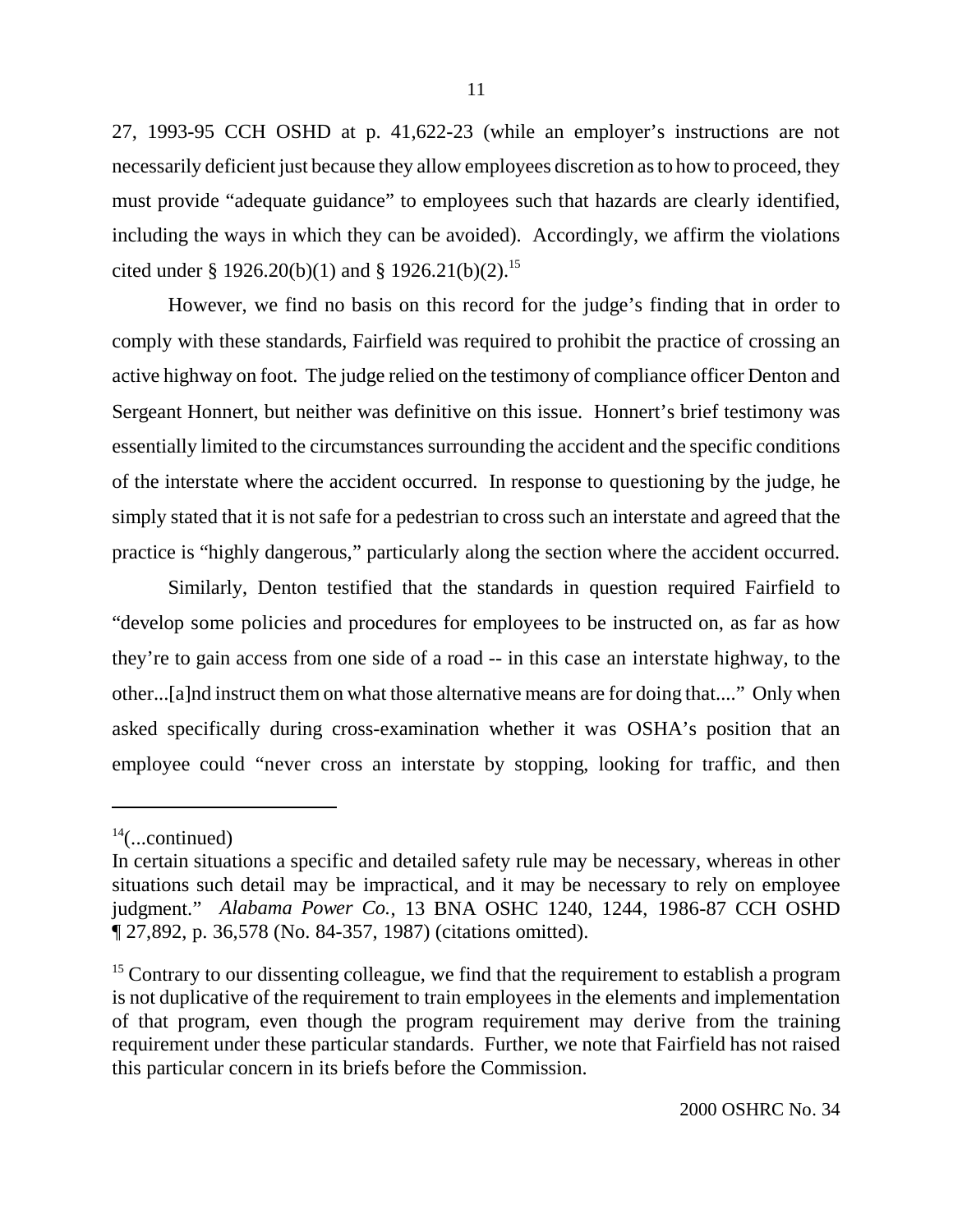27, 1993-95 CCH OSHD at p. 41,622-23 (while an employer's instructions are not necessarily deficient just because they allow employees discretion as to how to proceed, they must provide "adequate guidance" to employees such that hazards are clearly identified, including the ways in which they can be avoided). Accordingly, we affirm the violations cited under § 1926.20(b)(1) and § 1926.21(b)(2).[15]

However, we find no basis on this record for the judge's finding that in order to comply with these standards, Fairfield was required to prohibit the practice of crossing an active highway on foot. The judge relied on the testimony of compliance officer Denton and Sergeant Honnert, but neither was definitive on this issue. Honnert's brief testimony was essentially limited to the circumstances surrounding the accident and the specific conditions of the interstate where the accident occurred. In response to questioning by the judge, he simply stated that it is not safe for a pedestrian to cross such an interstate and agreed that the practice is "highly dangerous," particularly along the section where the accident occurred.

Similarly, Denton testified that the standards in question required Fairfield to "develop some policies and procedures for employees to be instructed on, as far as how they're to gain access from one side of a road -- in this case an interstate highway, to the other...[a]nd instruct them on what those alternative means are for doing that...." Only when asked specifically during cross-examination whether it was OSHA's position that an employee could "never cross an interstate by stopping, looking for traffic, and then

---

[14](...continued)
In certain situations a specific and detailed safety rule may be necessary, whereas in other situations such detail may be impractical, and it may be necessary to rely on employee judgment." *Alabama Power Co.*, 13 BNA OSHC 1240, 1244, 1986-87 CCH OSHD ¶ 27,892, p. 36,578 (No. 84-357, 1987) (citations omitted).

[15] Contrary to our dissenting colleague, we find that the requirement to establish a program is not duplicative of the requirement to train employees in the elements and implementation of that program, even though the program requirement may derive from the training requirement under these particular standards. Further, we note that Fairfield has not raised this particular concern in its briefs before the Commission.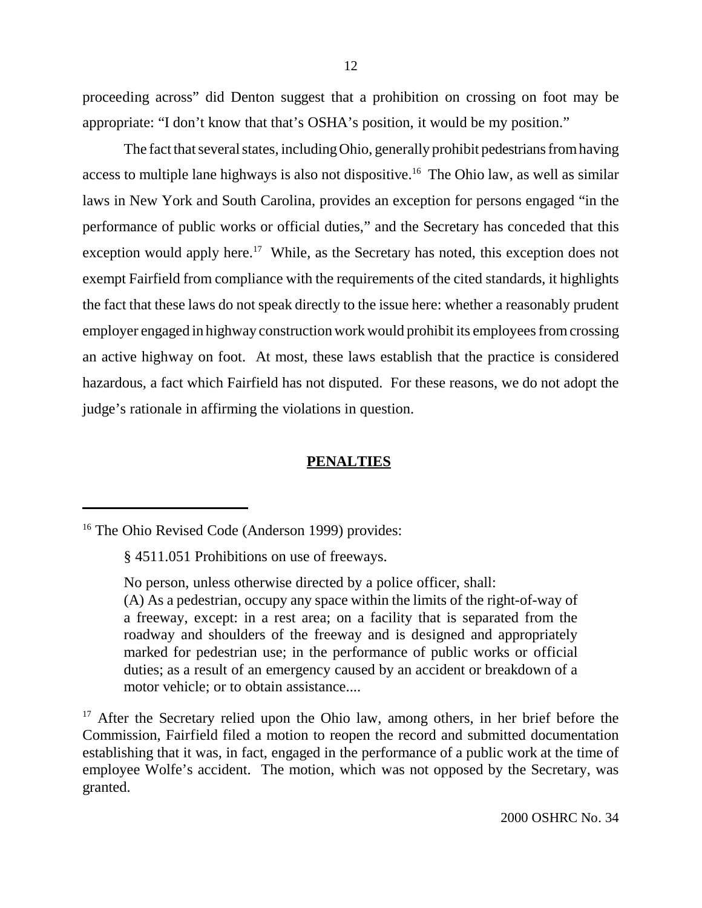proceeding across" did Denton suggest that a prohibition on crossing on foot may be appropriate: "I don't know that that's OSHA's position, it would be my position."

The fact that several states, including Ohio, generally prohibit pedestrians from having access to multiple lane highways is also not dispositive.[16] The Ohio law, as well as similar laws in New York and South Carolina, provides an exception for persons engaged "in the performance of public works or official duties," and the Secretary has conceded that this exception would apply here.[17] While, as the Secretary has noted, this exception does not exempt Fairfield from compliance with the requirements of the cited standards, it highlights the fact that these laws do not speak directly to the issue here: whether a reasonably prudent employer engaged in highway construction work would prohibit its employees from crossing an active highway on foot. At most, these laws establish that the practice is considered hazardous, a fact which Fairfield has not disputed. For these reasons, we do not adopt the judge's rationale in affirming the violations in question.

## PENALTIES

---

[16] The Ohio Revised Code (Anderson 1999) provides:

> § 4511.051 Prohibitions on use of freeways.
>
> No person, unless otherwise directed by a police officer, shall:
> (A) As a pedestrian, occupy any space within the limits of the right-of-way of a freeway, except: in a rest area; on a facility that is separated from the roadway and shoulders of the freeway and is designed and appropriately marked for pedestrian use; in the performance of public works or official duties; as a result of an emergency caused by an accident or breakdown of a motor vehicle; or to obtain assistance....

[17] After the Secretary relied upon the Ohio law, among others, in her brief before the Commission, Fairfield filed a motion to reopen the record and submitted documentation establishing that it was, in fact, engaged in the performance of a public work at the time of employee Wolfe's accident. The motion, which was not opposed by the Secretary, was granted.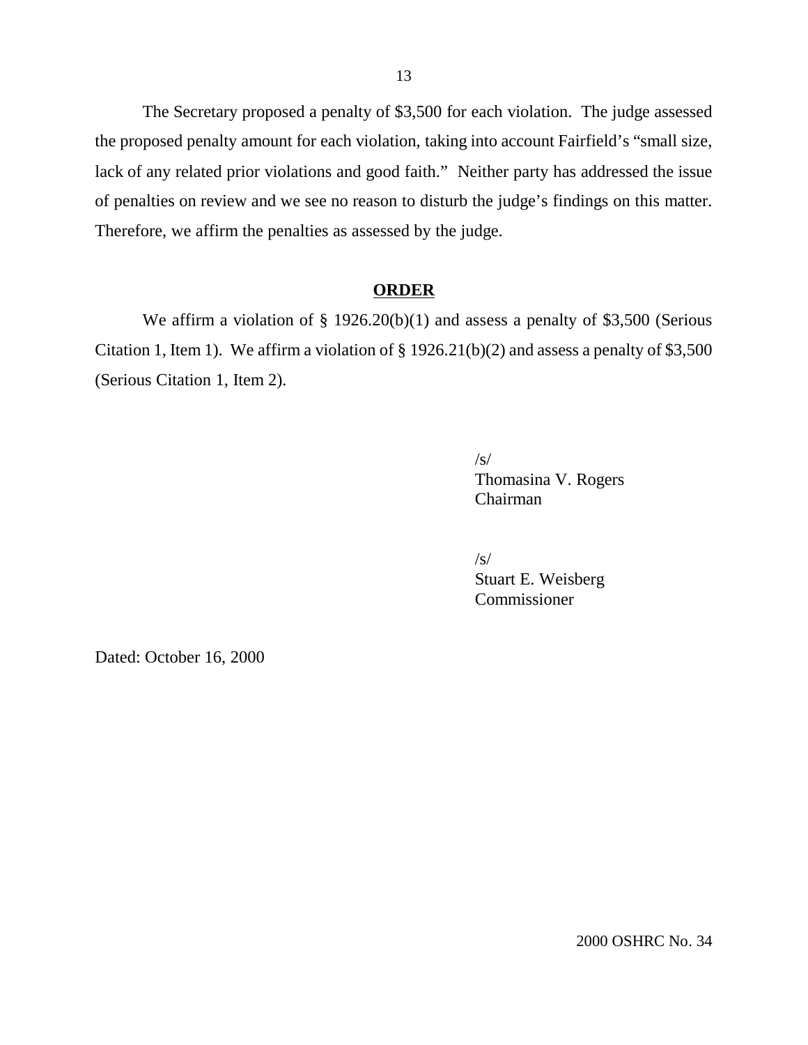The Secretary proposed a penalty of $3,500 for each violation. The judge assessed the proposed penalty amount for each violation, taking into account Fairfield's "small size, lack of any related prior violations and good faith." Neither party has addressed the issue of penalties on review and we see no reason to disturb the judge's findings on this matter. Therefore, we affirm the penalties as assessed by the judge.

## ORDER

We affirm a violation of § 1926.20(b)(1) and assess a penalty of $3,500 (Serious Citation 1, Item 1). We affirm a violation of § 1926.21(b)(2) and assess a penalty of $3,500 (Serious Citation 1, Item 2).

/s/
Thomasina V. Rogers
Chairman

/s/
Stuart E. Weisberg
Commissioner

Dated: October 16, 2000

2000 OSHRC No. 34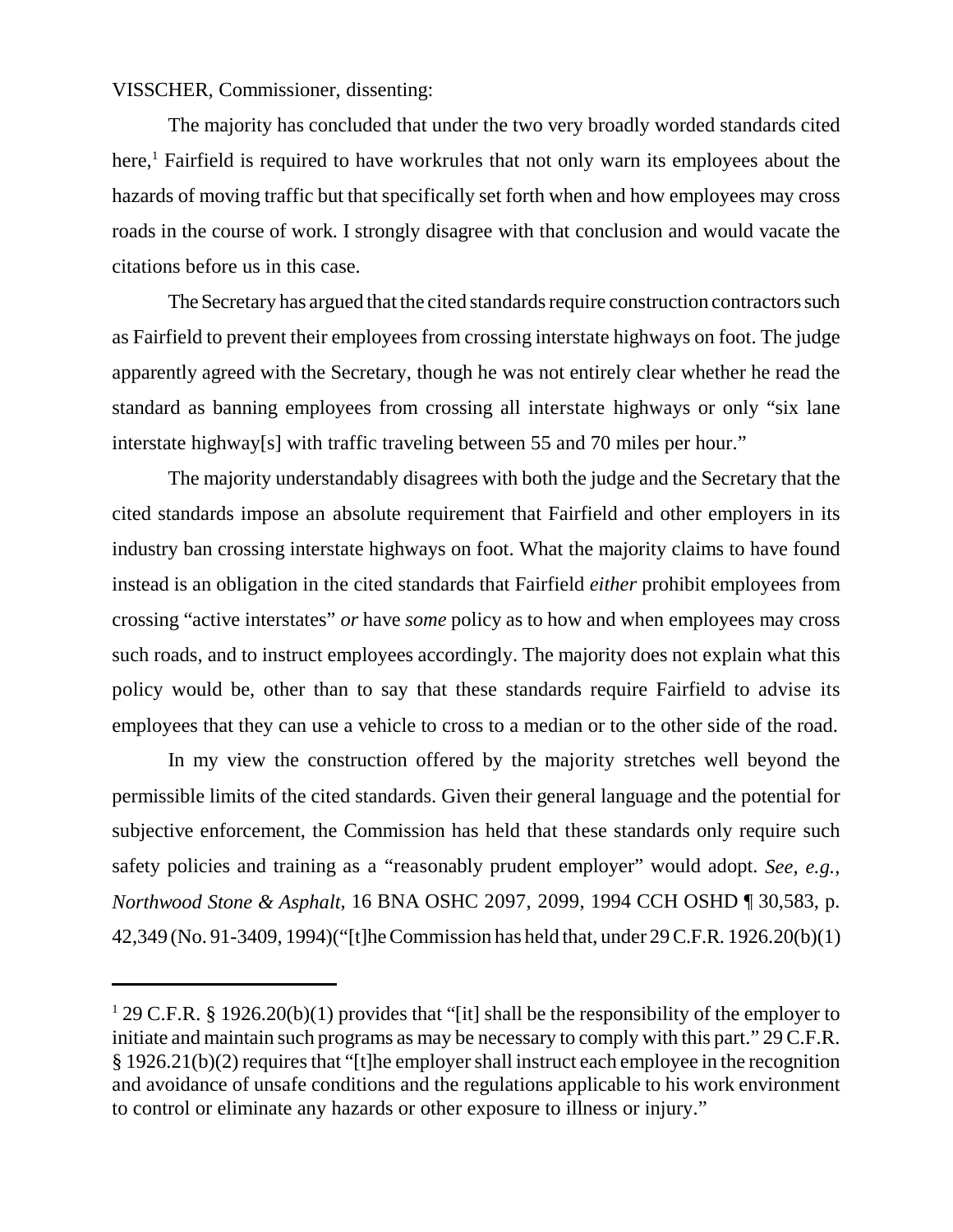VISSCHER, Commissioner, dissenting:

The majority has concluded that under the two very broadly worded standards cited here,[1] Fairfield is required to have workrules that not only warn its employees about the hazards of moving traffic but that specifically set forth when and how employees may cross roads in the course of work. I strongly disagree with that conclusion and would vacate the citations before us in this case.

The Secretary has argued that the cited standards require construction contractors such as Fairfield to prevent their employees from crossing interstate highways on foot. The judge apparently agreed with the Secretary, though he was not entirely clear whether he read the standard as banning employees from crossing all interstate highways or only "six lane interstate highway[s] with traffic traveling between 55 and 70 miles per hour."

The majority understandably disagrees with both the judge and the Secretary that the cited standards impose an absolute requirement that Fairfield and other employers in its industry ban crossing interstate highways on foot. What the majority claims to have found instead is an obligation in the cited standards that Fairfield *either* prohibit employees from crossing "active interstates" *or* have *some* policy as to how and when employees may cross such roads, and to instruct employees accordingly. The majority does not explain what this policy would be, other than to say that these standards require Fairfield to advise its employees that they can use a vehicle to cross to a median or to the other side of the road.

In my view the construction offered by the majority stretches well beyond the permissible limits of the cited standards. Given their general language and the potential for subjective enforcement, the Commission has held that these standards only require such safety policies and training as a "reasonably prudent employer" would adopt. *See, e.g., Northwood Stone & Asphalt*, 16 BNA OSHC 2097, 2099, 1994 CCH OSHD ¶ 30,583, p. 42,349 (No. 91-3409, 1994)("[t]he Commission has held that, under 29 C.F.R. 1926.20(b)(1)

---

[1] 29 C.F.R. § 1926.20(b)(1) provides that "[it] shall be the responsibility of the employer to initiate and maintain such programs as may be necessary to comply with this part." 29 C.F.R. § 1926.21(b)(2) requires that "[t]he employer shall instruct each employee in the recognition and avoidance of unsafe conditions and the regulations applicable to his work environment to control or eliminate any hazards or other exposure to illness or injury."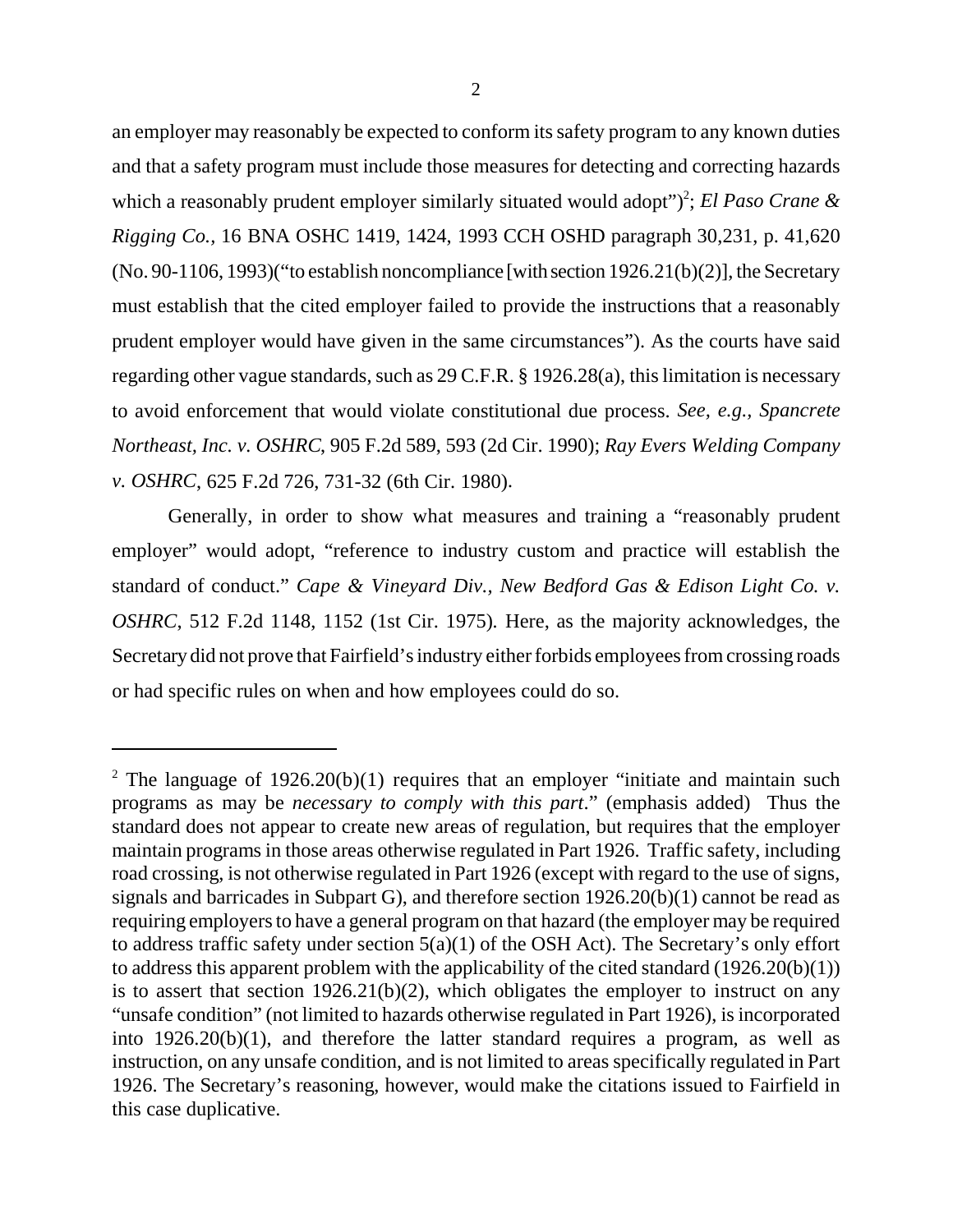an employer may reasonably be expected to conform its safety program to any known duties and that a safety program must include those measures for detecting and correcting hazards which a reasonably prudent employer similarly situated would adopt")[2]; *El Paso Crane & Rigging Co.*, 16 BNA OSHC 1419, 1424, 1993 CCH OSHD paragraph 30,231, p. 41,620 (No. 90-1106, 1993)("to establish noncompliance [with section 1926.21(b)(2)], the Secretary must establish that the cited employer failed to provide the instructions that a reasonably prudent employer would have given in the same circumstances"). As the courts have said regarding other vague standards, such as 29 C.F.R. § 1926.28(a), this limitation is necessary to avoid enforcement that would violate constitutional due process. *See, e.g., Spancrete Northeast, Inc. v. OSHRC*, 905 F.2d 589, 593 (2d Cir. 1990); *Ray Evers Welding Company v. OSHRC*, 625 F.2d 726, 731-32 (6th Cir. 1980).

Generally, in order to show what measures and training a "reasonably prudent employer" would adopt, "reference to industry custom and practice will establish the standard of conduct." *Cape & Vineyard Div., New Bedford Gas & Edison Light Co. v. OSHRC*, 512 F.2d 1148, 1152 (1st Cir. 1975). Here, as the majority acknowledges, the Secretary did not prove that Fairfield's industry either forbids employees from crossing roads or had specific rules on when and how employees could do so.

---

[2] The language of 1926.20(b)(1) requires that an employer "initiate and maintain such programs as may be *necessary to comply with this part*." (emphasis added) Thus the standard does not appear to create new areas of regulation, but requires that the employer maintain programs in those areas otherwise regulated in Part 1926. Traffic safety, including road crossing, is not otherwise regulated in Part 1926 (except with regard to the use of signs, signals and barricades in Subpart G), and therefore section 1926.20(b)(1) cannot be read as requiring employers to have a general program on that hazard (the employer may be required to address traffic safety under section 5(a)(1) of the OSH Act). The Secretary's only effort to address this apparent problem with the applicability of the cited standard (1926.20(b)(1)) is to assert that section 1926.21(b)(2), which obligates the employer to instruct on any "unsafe condition" (not limited to hazards otherwise regulated in Part 1926), is incorporated into 1926.20(b)(1), and therefore the latter standard requires a program, as well as instruction, on any unsafe condition, and is not limited to areas specifically regulated in Part 1926. The Secretary's reasoning, however, would make the citations issued to Fairfield in this case duplicative.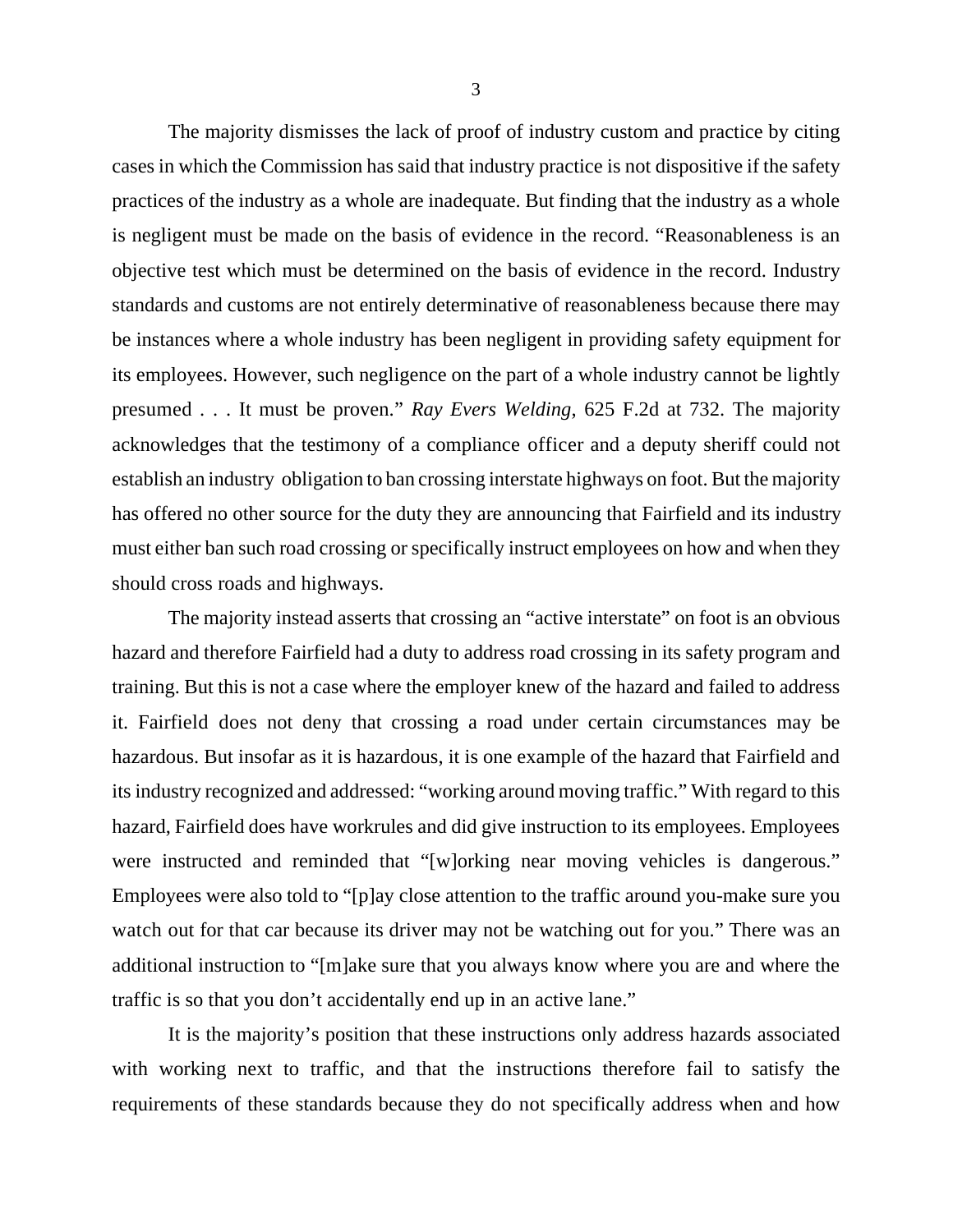The majority dismisses the lack of proof of industry custom and practice by citing cases in which the Commission has said that industry practice is not dispositive if the safety practices of the industry as a whole are inadequate. But finding that the industry as a whole is negligent must be made on the basis of evidence in the record. "Reasonableness is an objective test which must be determined on the basis of evidence in the record. Industry standards and customs are not entirely determinative of reasonableness because there may be instances where a whole industry has been negligent in providing safety equipment for its employees. However, such negligence on the part of a whole industry cannot be lightly presumed . . . It must be proven." *Ray Evers Welding*, 625 F.2d at 732. The majority acknowledges that the testimony of a compliance officer and a deputy sheriff could not establish an industry obligation to ban crossing interstate highways on foot. But the majority has offered no other source for the duty they are announcing that Fairfield and its industry must either ban such road crossing or specifically instruct employees on how and when they should cross roads and highways.

The majority instead asserts that crossing an "active interstate" on foot is an obvious hazard and therefore Fairfield had a duty to address road crossing in its safety program and training. But this is not a case where the employer knew of the hazard and failed to address it. Fairfield does not deny that crossing a road under certain circumstances may be hazardous. But insofar as it is hazardous, it is one example of the hazard that Fairfield and its industry recognized and addressed: "working around moving traffic." With regard to this hazard, Fairfield does have workrules and did give instruction to its employees. Employees were instructed and reminded that "[w]orking near moving vehicles is dangerous." Employees were also told to "[p]ay close attention to the traffic around you-make sure you watch out for that car because its driver may not be watching out for you." There was an additional instruction to "[m]ake sure that you always know where you are and where the traffic is so that you don't accidentally end up in an active lane."

It is the majority's position that these instructions only address hazards associated with working next to traffic, and that the instructions therefore fail to satisfy the requirements of these standards because they do not specifically address when and how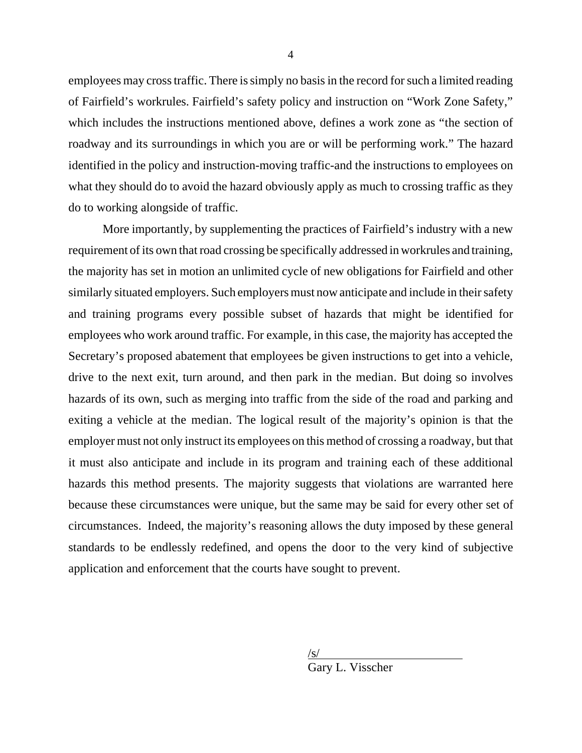employees may cross traffic. There is simply no basis in the record for such a limited reading of Fairfield's workrules. Fairfield's safety policy and instruction on "Work Zone Safety," which includes the instructions mentioned above, defines a work zone as "the section of roadway and its surroundings in which you are or will be performing work." The hazard identified in the policy and instruction-moving traffic-and the instructions to employees on what they should do to avoid the hazard obviously apply as much to crossing traffic as they do to working alongside of traffic.

More importantly, by supplementing the practices of Fairfield's industry with a new requirement of its own that road crossing be specifically addressed in workrules and training, the majority has set in motion an unlimited cycle of new obligations for Fairfield and other similarly situated employers. Such employers must now anticipate and include in their safety and training programs every possible subset of hazards that might be identified for employees who work around traffic. For example, in this case, the majority has accepted the Secretary's proposed abatement that employees be given instructions to get into a vehicle, drive to the next exit, turn around, and then park in the median. But doing so involves hazards of its own, such as merging into traffic from the side of the road and parking and exiting a vehicle at the median. The logical result of the majority's opinion is that the employer must not only instruct its employees on this method of crossing a roadway, but that it must also anticipate and include in its program and training each of these additional hazards this method presents. The majority suggests that violations are warranted here because these circumstances were unique, but the same may be said for every other set of circumstances. Indeed, the majority's reasoning allows the duty imposed by these general standards to be endlessly redefined, and opens the door to the very kind of subjective application and enforcement that the courts have sought to prevent.

/s/
Gary L. Visscher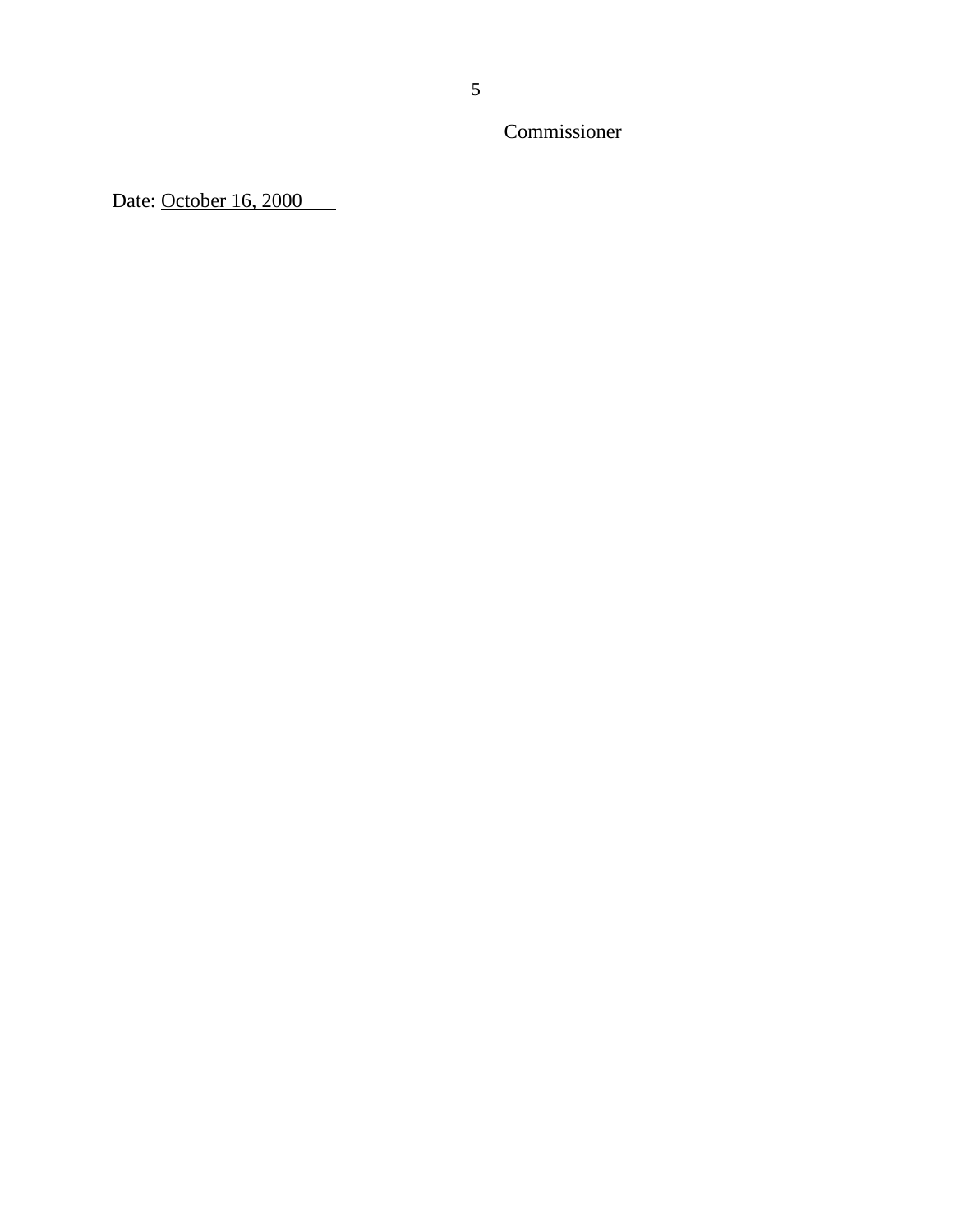Commissioner

Date: October 16, 2000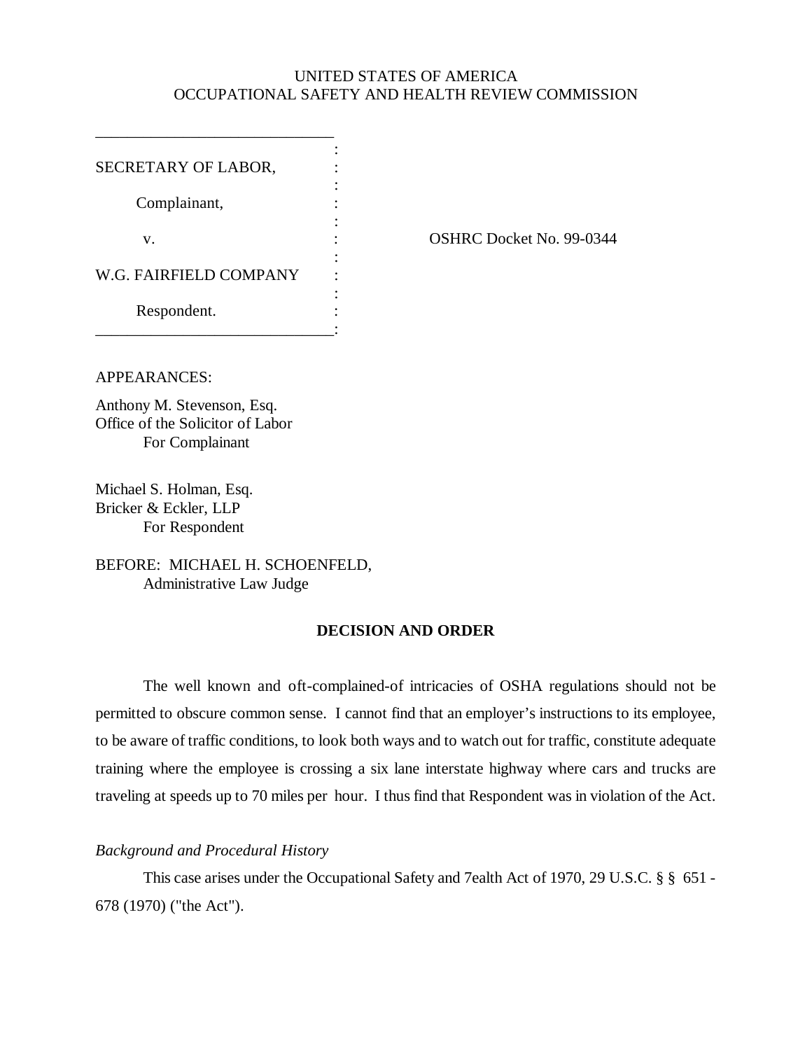UNITED STATES OF AMERICA
OCCUPATIONAL SAFETY AND HEALTH REVIEW COMMISSION

| | | |
|---|---|---|
| SECRETARY OF LABOR, | : | |
| Complainant, | : | |
| v. | : | OSHRC Docket No. 99-0344 |
| W.G. FAIRFIELD COMPANY | : | |
| Respondent. | : | |

APPEARANCES:

Anthony M. Stevenson, Esq.
Office of the Solicitor of Labor
For Complainant

Michael S. Holman, Esq.
Bricker & Eckler, LLP
For Respondent

BEFORE: MICHAEL H. SCHOENFELD,
Administrative Law Judge

**DECISION AND ORDER**

The well known and oft-complained-of intricacies of OSHA regulations should not be permitted to obscure common sense. I cannot find that an employer's instructions to its employee, to be aware of traffic conditions, to look both ways and to watch out for traffic, constitute adequate training where the employee is crossing a six lane interstate highway where cars and trucks are traveling at speeds up to 70 miles per hour. I thus find that Respondent was in violation of the Act.

*Background and Procedural History*

This case arises under the Occupational Safety and 7ealth Act of 1970, 29 U.S.C. § § 651 - 678 (1970) ("the Act").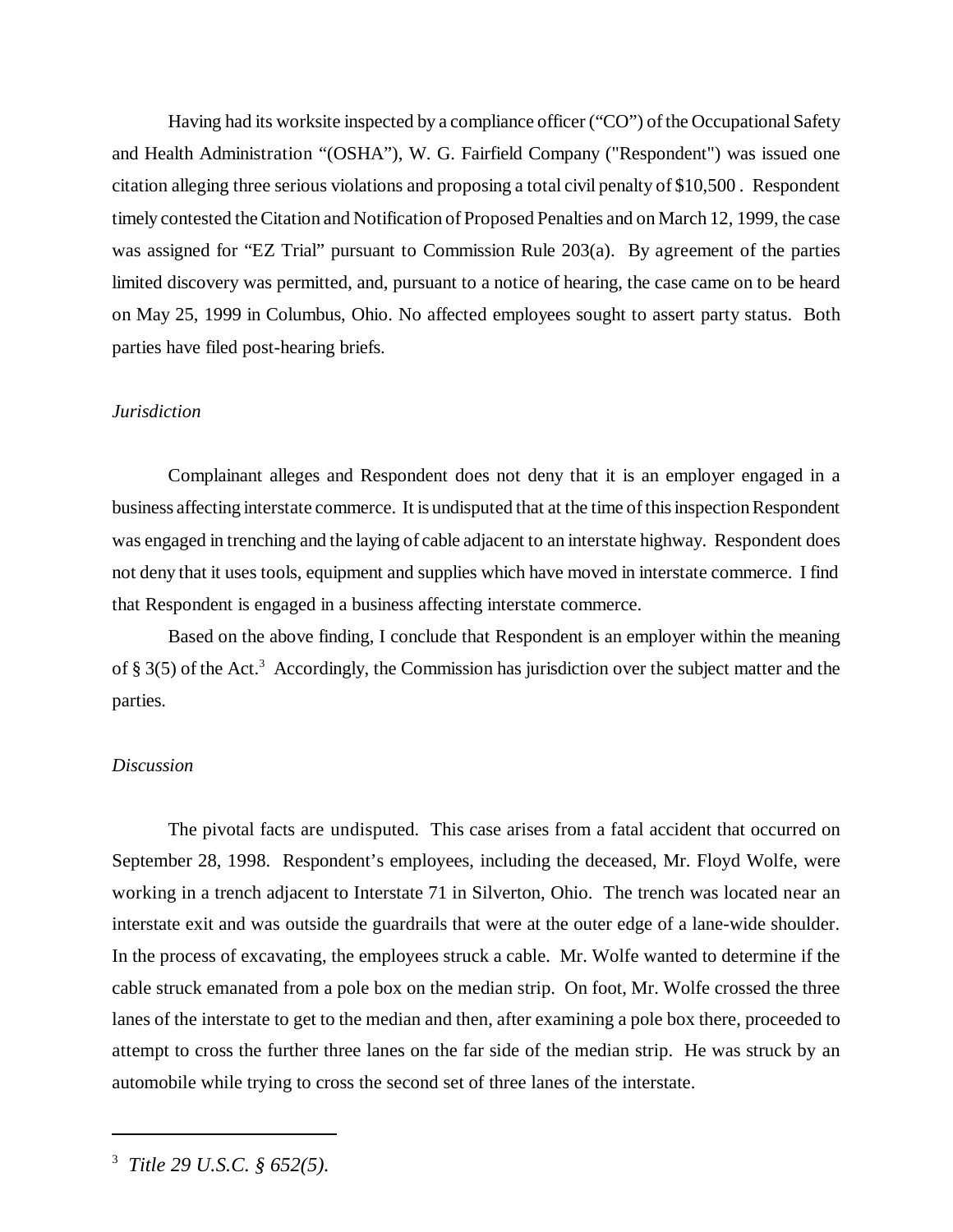Having had its worksite inspected by a compliance officer ("CO") of the Occupational Safety and Health Administration "(OSHA"), W. G. Fairfield Company ("Respondent") was issued one citation alleging three serious violations and proposing a total civil penalty of $10,500 . Respondent timely contested the Citation and Notification of Proposed Penalties and on March 12, 1999, the case was assigned for "EZ Trial" pursuant to Commission Rule 203(a). By agreement of the parties limited discovery was permitted, and, pursuant to a notice of hearing, the case came on to be heard on May 25, 1999 in Columbus, Ohio. No affected employees sought to assert party status. Both parties have filed post-hearing briefs.

*Jurisdiction*

Complainant alleges and Respondent does not deny that it is an employer engaged in a business affecting interstate commerce. It is undisputed that at the time of this inspection Respondent was engaged in trenching and the laying of cable adjacent to an interstate highway. Respondent does not deny that it uses tools, equipment and supplies which have moved in interstate commerce. I find that Respondent is engaged in a business affecting interstate commerce.

Based on the above finding, I conclude that Respondent is an employer within the meaning of § 3(5) of the Act.[3] Accordingly, the Commission has jurisdiction over the subject matter and the parties.

*Discussion*

The pivotal facts are undisputed. This case arises from a fatal accident that occurred on September 28, 1998. Respondent's employees, including the deceased, Mr. Floyd Wolfe, were working in a trench adjacent to Interstate 71 in Silverton, Ohio. The trench was located near an interstate exit and was outside the guardrails that were at the outer edge of a lane-wide shoulder. In the process of excavating, the employees struck a cable. Mr. Wolfe wanted to determine if the cable struck emanated from a pole box on the median strip. On foot, Mr. Wolfe crossed the three lanes of the interstate to get to the median and then, after examining a pole box there, proceeded to attempt to cross the further three lanes on the far side of the median strip. He was struck by an automobile while trying to cross the second set of three lanes of the interstate.

---

[3] *Title 29 U.S.C. § 652(5).*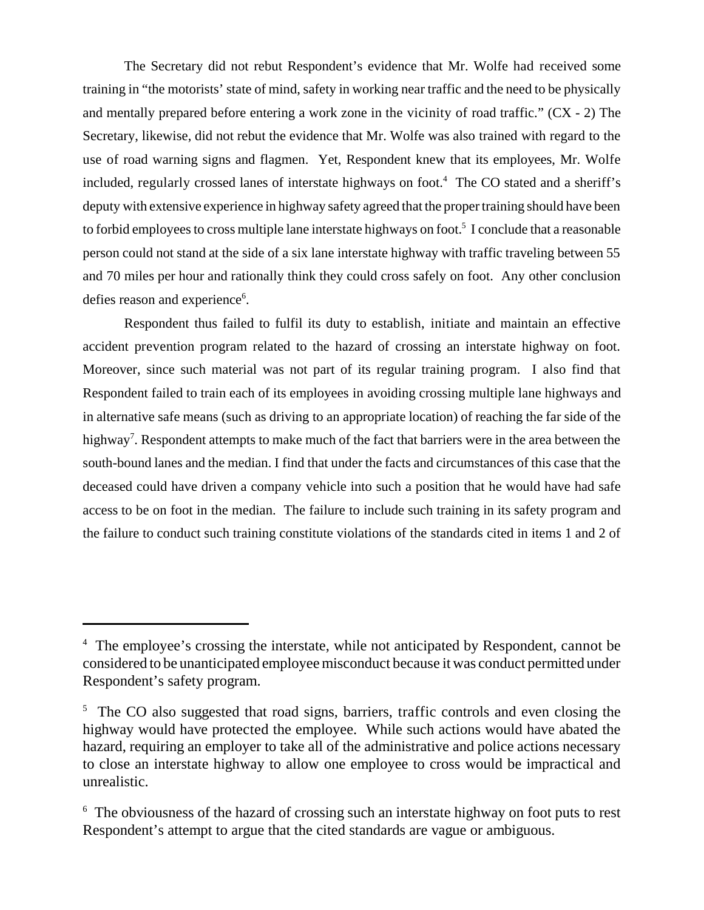The Secretary did not rebut Respondent's evidence that Mr. Wolfe had received some training in "the motorists' state of mind, safety in working near traffic and the need to be physically and mentally prepared before entering a work zone in the vicinity of road traffic." (CX - 2) The Secretary, likewise, did not rebut the evidence that Mr. Wolfe was also trained with regard to the use of road warning signs and flagmen. Yet, Respondent knew that its employees, Mr. Wolfe included, regularly crossed lanes of interstate highways on foot.[4] The CO stated and a sheriff's deputy with extensive experience in highway safety agreed that the proper training should have been to forbid employees to cross multiple lane interstate highways on foot.[5] I conclude that a reasonable person could not stand at the side of a six lane interstate highway with traffic traveling between 55 and 70 miles per hour and rationally think they could cross safely on foot. Any other conclusion defies reason and experience[6].

Respondent thus failed to fulfil its duty to establish, initiate and maintain an effective accident prevention program related to the hazard of crossing an interstate highway on foot. Moreover, since such material was not part of its regular training program. I also find that Respondent failed to train each of its employees in avoiding crossing multiple lane highways and in alternative safe means (such as driving to an appropriate location) of reaching the far side of the highway[7]. Respondent attempts to make much of the fact that barriers were in the area between the south-bound lanes and the median. I find that under the facts and circumstances of this case that the deceased could have driven a company vehicle into such a position that he would have had safe access to be on foot in the median. The failure to include such training in its safety program and the failure to conduct such training constitute violations of the standards cited in items 1 and 2 of

---

[4] The employee's crossing the interstate, while not anticipated by Respondent, cannot be considered to be unanticipated employee misconduct because it was conduct permitted under Respondent's safety program.

[5] The CO also suggested that road signs, barriers, traffic controls and even closing the highway would have protected the employee. While such actions would have abated the hazard, requiring an employer to take all of the administrative and police actions necessary to close an interstate highway to allow one employee to cross would be impractical and unrealistic.

[6] The obviousness of the hazard of crossing such an interstate highway on foot puts to rest Respondent's attempt to argue that the cited standards are vague or ambiguous.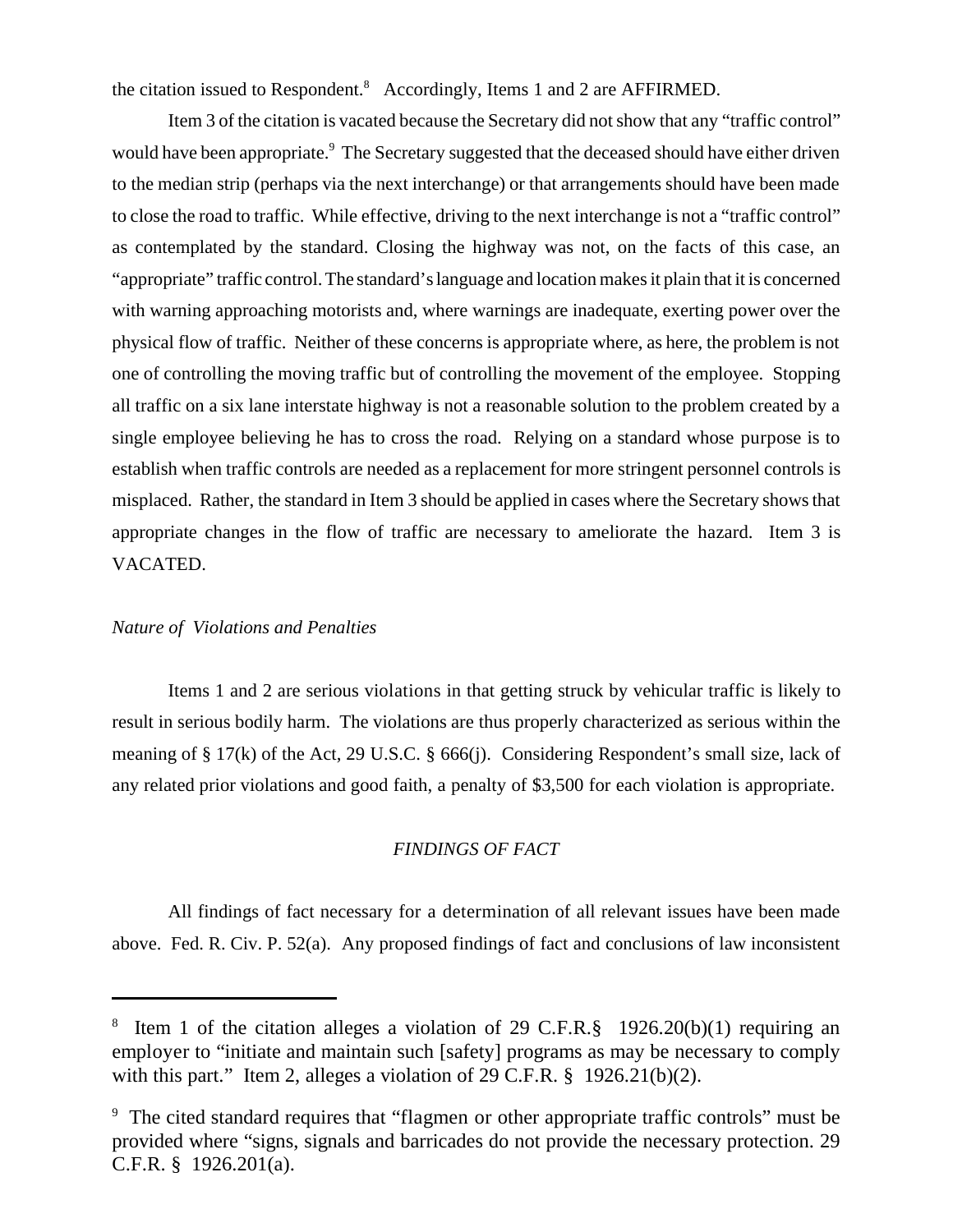the citation issued to Respondent.[8] Accordingly, Items 1 and 2 are AFFIRMED.

Item 3 of the citation is vacated because the Secretary did not show that any "traffic control" would have been appropriate.[9] The Secretary suggested that the deceased should have either driven to the median strip (perhaps via the next interchange) or that arrangements should have been made to close the road to traffic. While effective, driving to the next interchange is not a "traffic control" as contemplated by the standard. Closing the highway was not, on the facts of this case, an "appropriate" traffic control. The standard's language and location makes it plain that it is concerned with warning approaching motorists and, where warnings are inadequate, exerting power over the physical flow of traffic. Neither of these concerns is appropriate where, as here, the problem is not one of controlling the moving traffic but of controlling the movement of the employee. Stopping all traffic on a six lane interstate highway is not a reasonable solution to the problem created by a single employee believing he has to cross the road. Relying on a standard whose purpose is to establish when traffic controls are needed as a replacement for more stringent personnel controls is misplaced. Rather, the standard in Item 3 should be applied in cases where the Secretary shows that appropriate changes in the flow of traffic are necessary to ameliorate the hazard. Item 3 is VACATED.

*Nature of Violations and Penalties*

Items 1 and 2 are serious violations in that getting struck by vehicular traffic is likely to result in serious bodily harm. The violations are thus properly characterized as serious within the meaning of § 17(k) of the Act, 29 U.S.C. § 666(j). Considering Respondent's small size, lack of any related prior violations and good faith, a penalty of $3,500 for each violation is appropriate.

*FINDINGS OF FACT*

All findings of fact necessary for a determination of all relevant issues have been made above. Fed. R. Civ. P. 52(a). Any proposed findings of fact and conclusions of law inconsistent

---

[8] Item 1 of the citation alleges a violation of 29 C.F.R.§ 1926.20(b)(1) requiring an employer to "initiate and maintain such [safety] programs as may be necessary to comply with this part." Item 2, alleges a violation of 29 C.F.R. § 1926.21(b)(2).

[9] The cited standard requires that "flagmen or other appropriate traffic controls" must be provided where "signs, signals and barricades do not provide the necessary protection. 29 C.F.R. § 1926.201(a).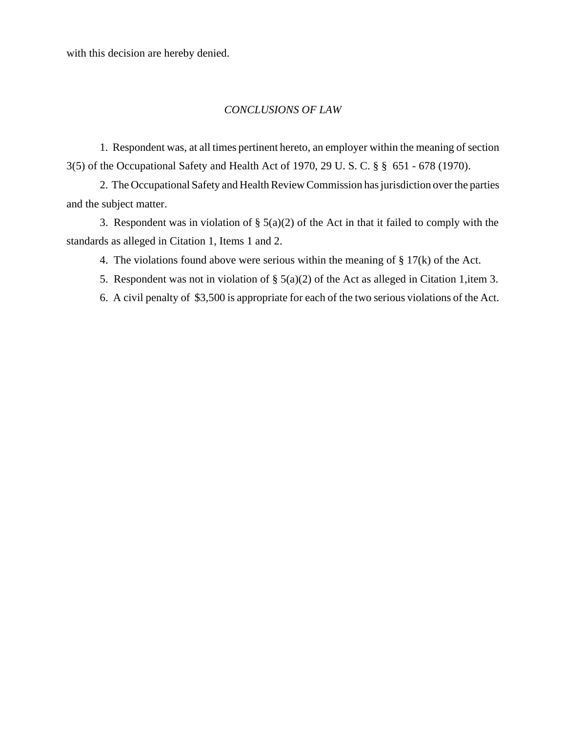with this decision are hereby denied.

*CONCLUSIONS OF LAW*

1. Respondent was, at all times pertinent hereto, an employer within the meaning of section 3(5) of the Occupational Safety and Health Act of 1970, 29 U. S. C. § § 651 - 678 (1970).

2. The Occupational Safety and Health Review Commission has jurisdiction over the parties and the subject matter.

3. Respondent was in violation of § 5(a)(2) of the Act in that it failed to comply with the standards as alleged in Citation 1, Items 1 and 2.

4. The violations found above were serious within the meaning of § 17(k) of the Act.

5. Respondent was not in violation of § 5(a)(2) of the Act as alleged in Citation 1,item 3.

6. A civil penalty of $3,500 is appropriate for each of the two serious violations of the Act.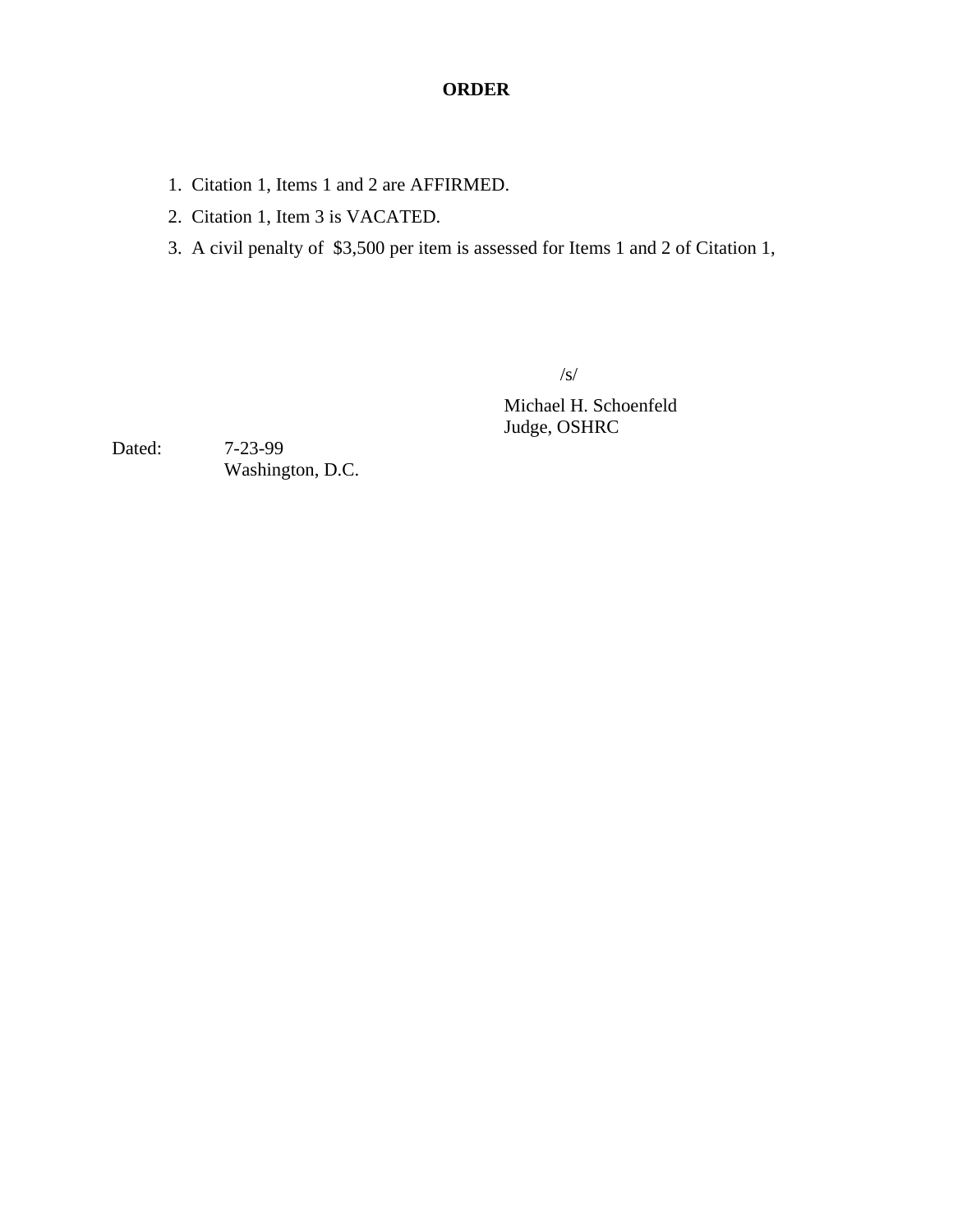**ORDER**

1. Citation 1, Items 1 and 2 are AFFIRMED.
2. Citation 1, Item 3 is VACATED.
3. A civil penalty of $3,500 per item is assessed for Items 1 and 2 of Citation 1,

/s/

Michael H. Schoenfeld
Judge, OSHRC

Dated: 7-23-99
Washington, D.C.